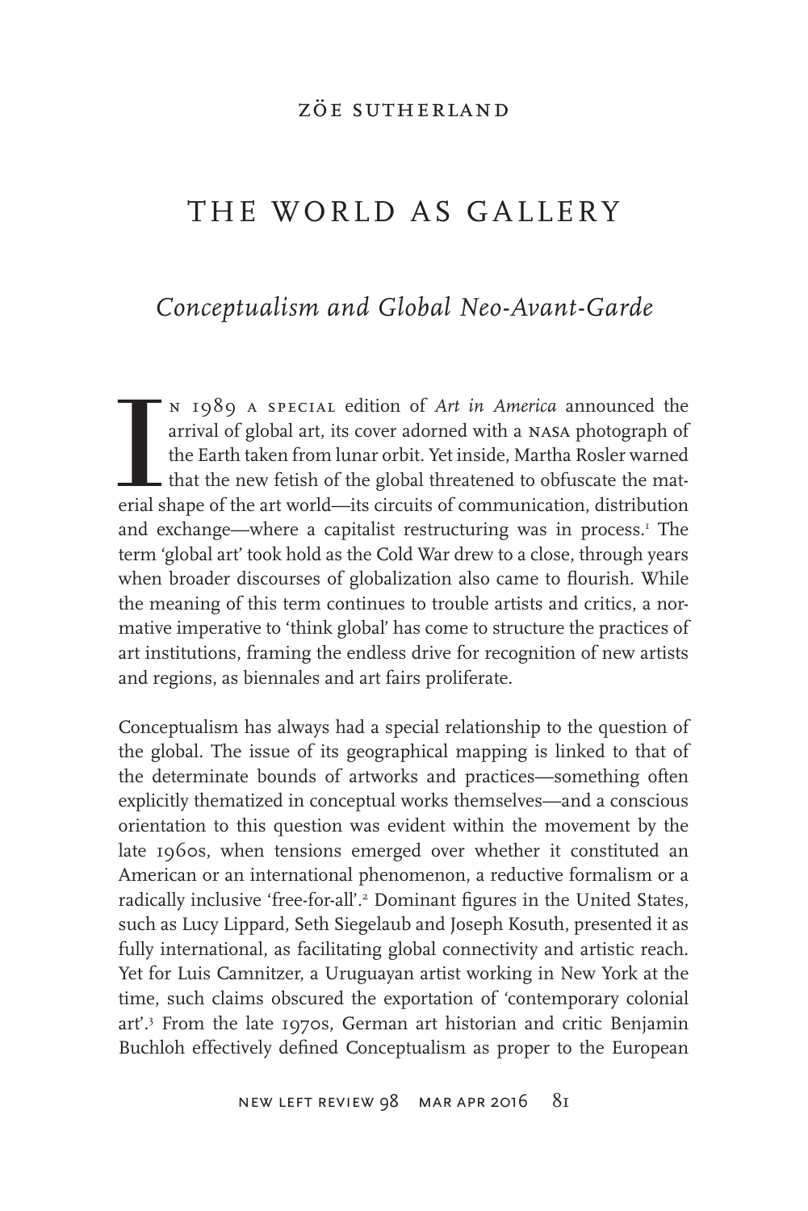ZÖE SUTHERLAND

# THE WORLD AS GALLERY

## *Conceptualism and Global Neo-Avant-Garde*

In 1989 a special edition of *Art in America* announced the arrival of global art, its cover adorned with a NASA photograph of the Earth taken from lunar orbit. Yet inside, Martha Rosler warned that the new fetish of the global threatened to obfuscate the material shape of the art world—its circuits of communication, distribution and exchange—where a capitalist restructuring was in process.[1] The term 'global art' took hold as the Cold War drew to a close, through years when broader discourses of globalization also came to flourish. While the meaning of this term continues to trouble artists and critics, a normative imperative to 'think global' has come to structure the practices of art institutions, framing the endless drive for recognition of new artists and regions, as biennales and art fairs proliferate.

Conceptualism has always had a special relationship to the question of the global. The issue of its geographical mapping is linked to that of the determinate bounds of artworks and practices—something often explicitly thematized in conceptual works themselves—and a conscious orientation to this question was evident within the movement by the late 1960s, when tensions emerged over whether it constituted an American or an international phenomenon, a reductive formalism or a radically inclusive 'free-for-all'.[2] Dominant figures in the United States, such as Lucy Lippard, Seth Siegelaub and Joseph Kosuth, presented it as fully international, as facilitating global connectivity and artistic reach. Yet for Luis Camnitzer, a Uruguayan artist working in New York at the time, such claims obscured the exportation of 'contemporary colonial art'.[3] From the late 1970s, German art historian and critic Benjamin Buchloh effectively defined Conceptualism as proper to the European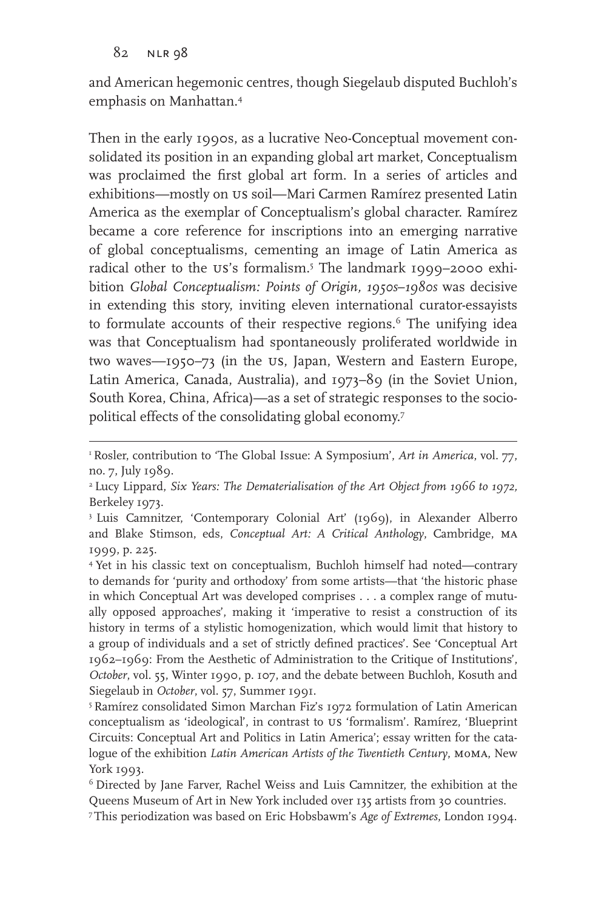and American hegemonic centres, though Siegelaub disputed Buchloh's emphasis on Manhattan.[4]

Then in the early 1990s, as a lucrative Neo-Conceptual movement consolidated its position in an expanding global art market, Conceptualism was proclaimed the first global art form. In a series of articles and exhibitions—mostly on US soil—Mari Carmen Ramírez presented Latin America as the exemplar of Conceptualism's global character. Ramírez became a core reference for inscriptions into an emerging narrative of global conceptualisms, cementing an image of Latin America as radical other to the US's formalism.[5] The landmark 1999–2000 exhibition *Global Conceptualism: Points of Origin, 1950s–1980s* was decisive in extending this story, inviting eleven international curator-essayists to formulate accounts of their respective regions.[6] The unifying idea was that Conceptualism had spontaneously proliferated worldwide in two waves—1950–73 (in the US, Japan, Western and Eastern Europe, Latin America, Canada, Australia), and 1973–89 (in the Soviet Union, South Korea, China, Africa)—as a set of strategic responses to the sociopolitical effects of the consolidating global economy.[7]

---

[1] Rosler, contribution to 'The Global Issue: A Symposium', *Art in America*, vol. 77, no. 7, July 1989.

[2] Lucy Lippard, *Six Years: The Dematerialisation of the Art Object from 1966 to 1972*, Berkeley 1973.

[3] Luis Camnitzer, 'Contemporary Colonial Art' (1969), in Alexander Alberro and Blake Stimson, eds, *Conceptual Art: A Critical Anthology*, Cambridge, MA 1999, p. 225.

[4] Yet in his classic text on conceptualism, Buchloh himself had noted—contrary to demands for 'purity and orthodoxy' from some artists—that 'the historic phase in which Conceptual Art was developed comprises . . . a complex range of mutually opposed approaches', making it 'imperative to resist a construction of its history in terms of a stylistic homogenization, which would limit that history to a group of individuals and a set of strictly defined practices'. See 'Conceptual Art 1962–1969: From the Aesthetic of Administration to the Critique of Institutions', *October*, vol. 55, Winter 1990, p. 107, and the debate between Buchloh, Kosuth and Siegelaub in *October*, vol. 57, Summer 1991.

[5] Ramírez consolidated Simon Marchan Fiz's 1972 formulation of Latin American conceptualism as 'ideological', in contrast to US 'formalism'. Ramírez, 'Blueprint Circuits: Conceptual Art and Politics in Latin America'; essay written for the catalogue of the exhibition *Latin American Artists of the Twentieth Century*, MoMA, New York 1993.

[6] Directed by Jane Farver, Rachel Weiss and Luis Camnitzer, the exhibition at the Queens Museum of Art in New York included over 135 artists from 30 countries.

[7] This periodization was based on Eric Hobsbawm's *Age of Extremes*, London 1994.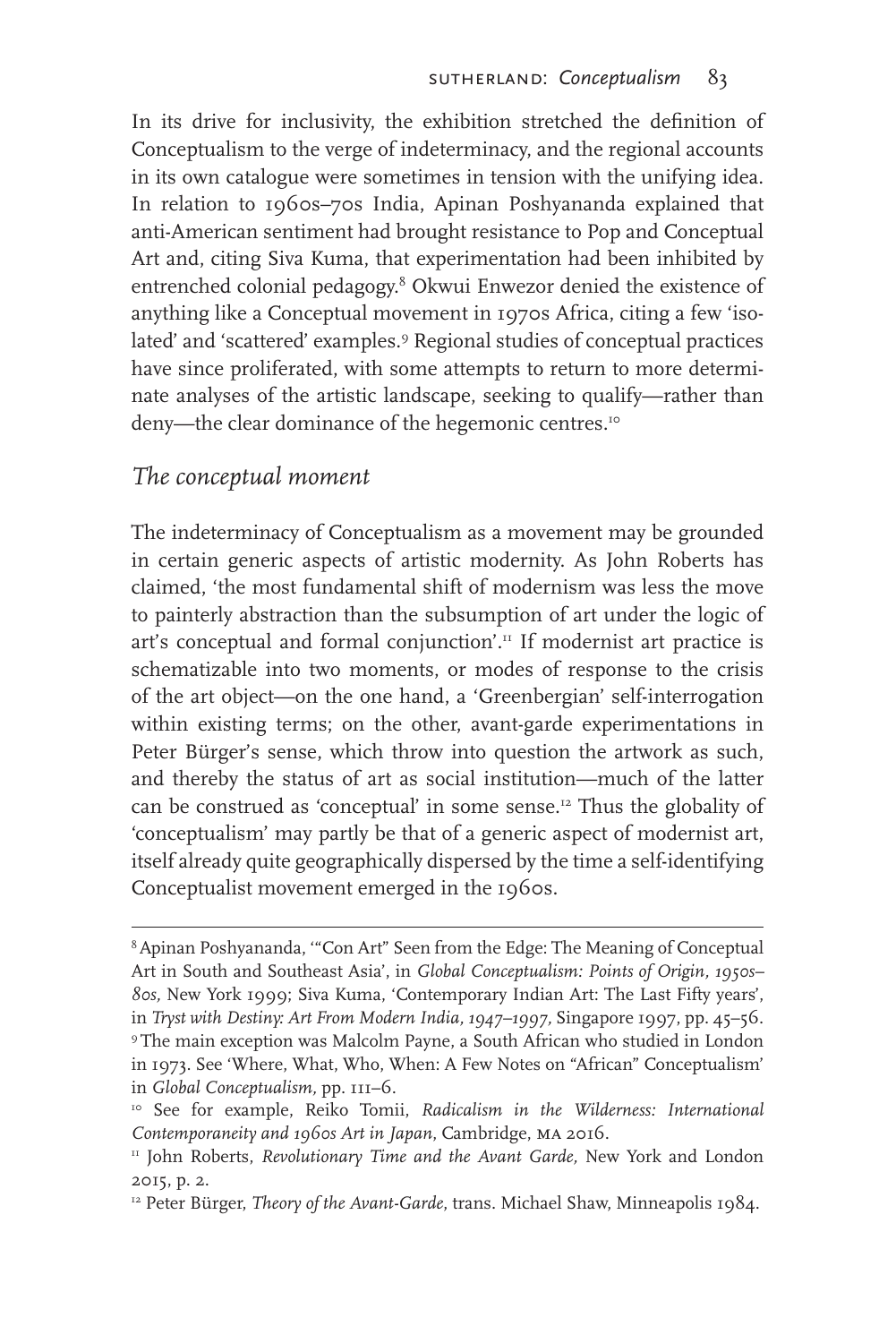In its drive for inclusivity, the exhibition stretched the definition of Conceptualism to the verge of indeterminacy, and the regional accounts in its own catalogue were sometimes in tension with the unifying idea. In relation to 1960s–70s India, Apinan Poshyananda explained that anti-American sentiment had brought resistance to Pop and Conceptual Art and, citing Siva Kuma, that experimentation had been inhibited by entrenched colonial pedagogy.[8] Okwui Enwezor denied the existence of anything like a Conceptual movement in 1970s Africa, citing a few 'isolated' and 'scattered' examples.[9] Regional studies of conceptual practices have since proliferated, with some attempts to return to more determinate analyses of the artistic landscape, seeking to qualify—rather than deny—the clear dominance of the hegemonic centres.[10]

## *The conceptual moment*

The indeterminacy of Conceptualism as a movement may be grounded in certain generic aspects of artistic modernity. As John Roberts has claimed, 'the most fundamental shift of modernism was less the move to painterly abstraction than the subsumption of art under the logic of art's conceptual and formal conjunction'.[11] If modernist art practice is schematizable into two moments, or modes of response to the crisis of the art object—on the one hand, a 'Greenbergian' self-interrogation within existing terms; on the other, avant-garde experimentations in Peter Bürger's sense, which throw into question the artwork as such, and thereby the status of art as social institution—much of the latter can be construed as 'conceptual' in some sense.[12] Thus the globality of 'conceptualism' may partly be that of a generic aspect of modernist art, itself already quite geographically dispersed by the time a self-identifying Conceptualist movement emerged in the 1960s.

---

[8] Apinan Poshyananda, '"Con Art" Seen from the Edge: The Meaning of Conceptual Art in South and Southeast Asia', in *Global Conceptualism: Points of Origin, 1950s–80s*, New York 1999; Siva Kuma, 'Contemporary Indian Art: The Last Fifty years', in *Tryst with Destiny: Art From Modern India, 1947–1997*, Singapore 1997, pp. 45–56.

[9] The main exception was Malcolm Payne, a South African who studied in London in 1973. See 'Where, What, Who, When: A Few Notes on "African" Conceptualism' in *Global Conceptualism*, pp. 111–6.

[10] See for example, Reiko Tomii, *Radicalism in the Wilderness: International Contemporaneity and 1960s Art in Japan*, Cambridge, MA 2016.

[11] John Roberts, *Revolutionary Time and the Avant Garde*, New York and London 2015, p. 2.

[12] Peter Bürger, *Theory of the Avant-Garde*, trans. Michael Shaw, Minneapolis 1984.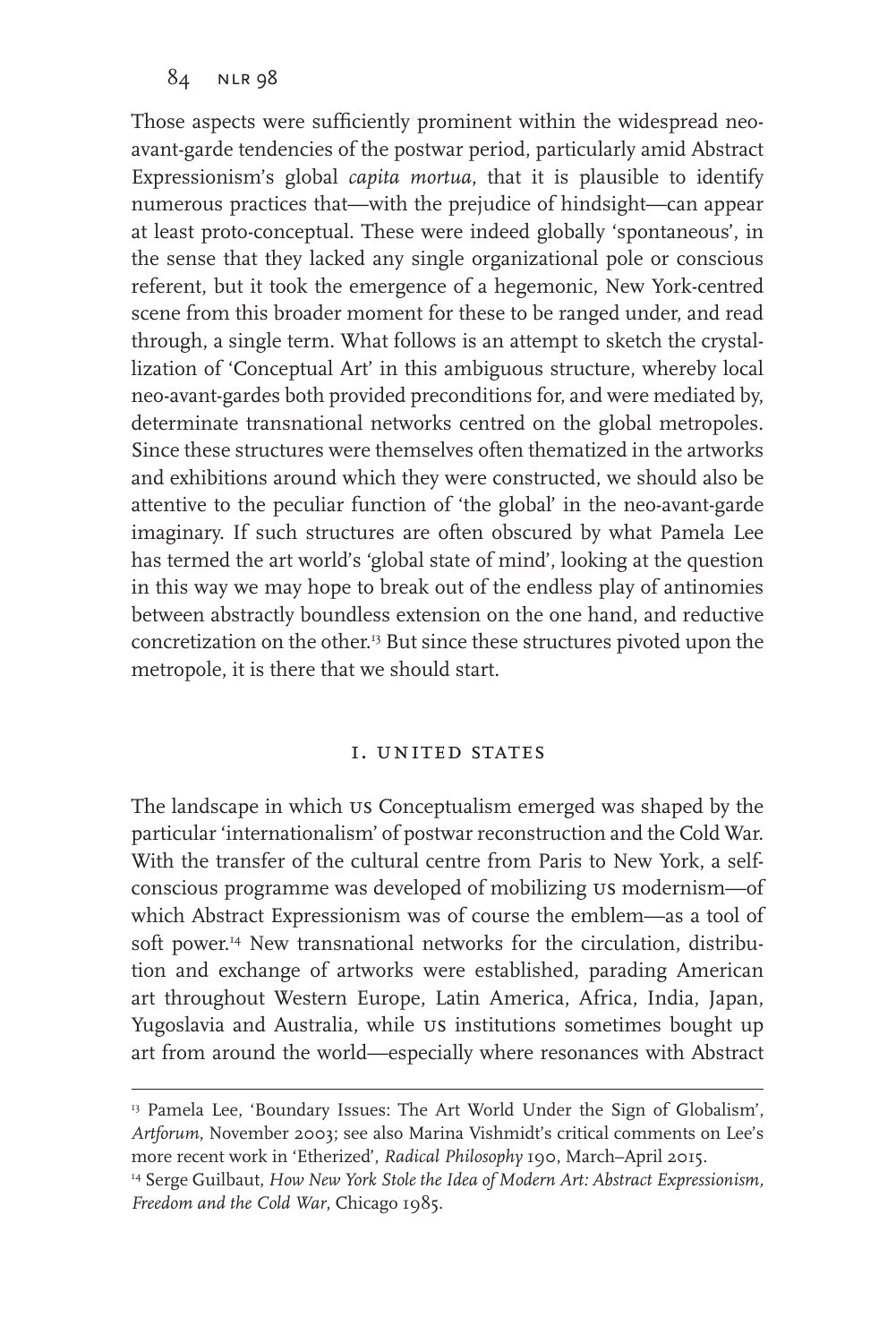Those aspects were sufficiently prominent within the widespread neo-avant-garde tendencies of the postwar period, particularly amid Abstract Expressionism's global *capita mortua*, that it is plausible to identify numerous practices that—with the prejudice of hindsight—can appear at least proto-conceptual. These were indeed globally 'spontaneous', in the sense that they lacked any single organizational pole or conscious referent, but it took the emergence of a hegemonic, New York-centred scene from this broader moment for these to be ranged under, and read through, a single term. What follows is an attempt to sketch the crystallization of 'Conceptual Art' in this ambiguous structure, whereby local neo-avant-gardes both provided preconditions for, and were mediated by, determinate transnational networks centred on the global metropoles. Since these structures were themselves often thematized in the artworks and exhibitions around which they were constructed, we should also be attentive to the peculiar function of 'the global' in the neo-avant-garde imaginary. If such structures are often obscured by what Pamela Lee has termed the art world's 'global state of mind', looking at the question in this way we may hope to break out of the endless play of antinomies between abstractly boundless extension on the one hand, and reductive concretization on the other.[13] But since these structures pivoted upon the metropole, it is there that we should start.

## I. UNITED STATES

The landscape in which US Conceptualism emerged was shaped by the particular 'internationalism' of postwar reconstruction and the Cold War. With the transfer of the cultural centre from Paris to New York, a self-conscious programme was developed of mobilizing US modernism—of which Abstract Expressionism was of course the emblem—as a tool of soft power.[14] New transnational networks for the circulation, distribution and exchange of artworks were established, parading American art throughout Western Europe, Latin America, Africa, India, Japan, Yugoslavia and Australia, while US institutions sometimes bought up art from around the world—especially where resonances with Abstract

---

[13] Pamela Lee, 'Boundary Issues: The Art World Under the Sign of Globalism', *Artforum*, November 2003; see also Marina Vishmidt's critical comments on Lee's more recent work in 'Etherized', *Radical Philosophy* 190, March–April 2015.

[14] Serge Guilbaut, *How New York Stole the Idea of Modern Art: Abstract Expressionism, Freedom and the Cold War*, Chicago 1985.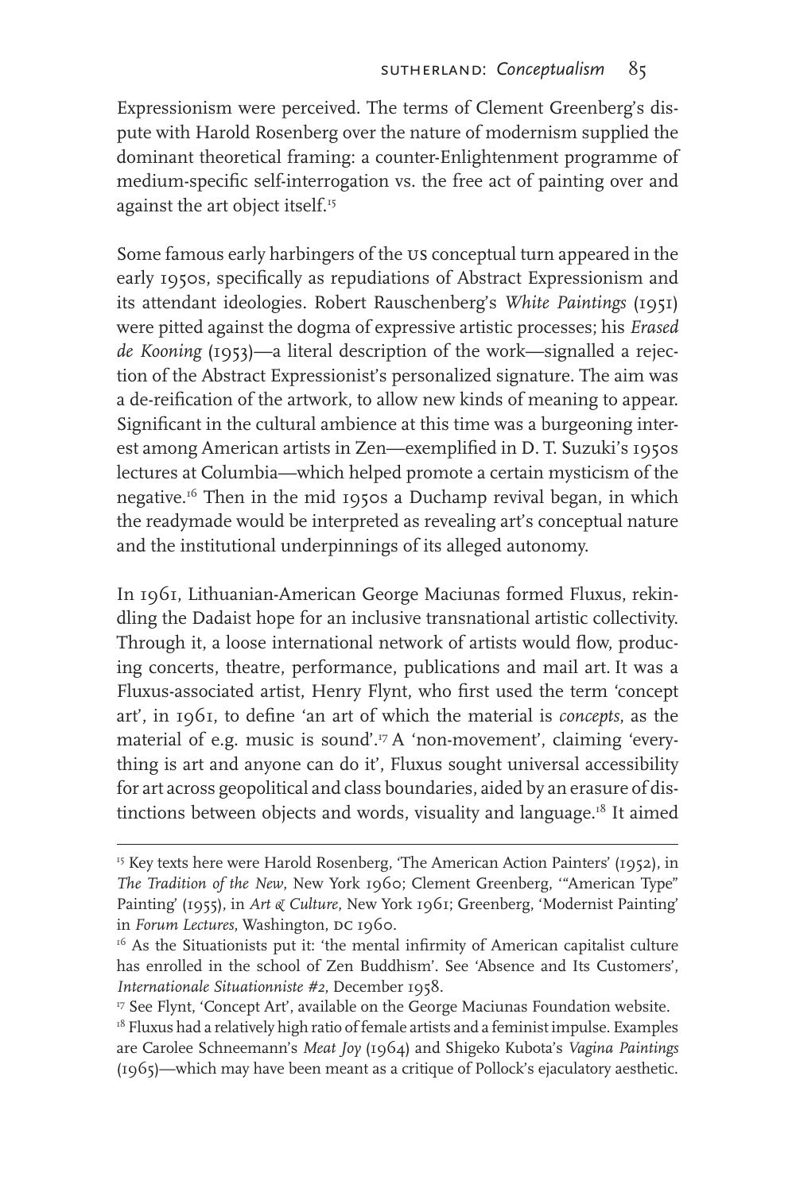Expressionism were perceived. The terms of Clement Greenberg's dispute with Harold Rosenberg over the nature of modernism supplied the dominant theoretical framing: a counter-Enlightenment programme of medium-specific self-interrogation vs. the free act of painting over and against the art object itself.[15]

Some famous early harbingers of the US conceptual turn appeared in the early 1950s, specifically as repudiations of Abstract Expressionism and its attendant ideologies. Robert Rauschenberg's *White Paintings* (1951) were pitted against the dogma of expressive artistic processes; his *Erased de Kooning* (1953)—a literal description of the work—signalled a rejection of the Abstract Expressionist's personalized signature. The aim was a de-reification of the artwork, to allow new kinds of meaning to appear. Significant in the cultural ambience at this time was a burgeoning interest among American artists in Zen—exemplified in D. T. Suzuki's 1950s lectures at Columbia—which helped promote a certain mysticism of the negative.[16] Then in the mid 1950s a Duchamp revival began, in which the readymade would be interpreted as revealing art's conceptual nature and the institutional underpinnings of its alleged autonomy.

In 1961, Lithuanian-American George Maciunas formed Fluxus, rekindling the Dadaist hope for an inclusive transnational artistic collectivity. Through it, a loose international network of artists would flow, producing concerts, theatre, performance, publications and mail art. It was a Fluxus-associated artist, Henry Flynt, who first used the term 'concept art', in 1961, to define 'an art of which the material is *concepts*, as the material of e.g. music is sound'.[17] A 'non-movement', claiming 'everything is art and anyone can do it', Fluxus sought universal accessibility for art across geopolitical and class boundaries, aided by an erasure of distinctions between objects and words, visuality and language.[18] It aimed

---

[15] Key texts here were Harold Rosenberg, 'The American Action Painters' (1952), in *The Tradition of the New*, New York 1960; Clement Greenberg, '"American Type" Painting' (1955), in *Art & Culture*, New York 1961; Greenberg, 'Modernist Painting' in *Forum Lectures*, Washington, DC 1960.

[16] As the Situationists put it: 'the mental infirmity of American capitalist culture has enrolled in the school of Zen Buddhism'. See 'Absence and Its Customers', *Internationale Situationniste #2*, December 1958.

[17] See Flynt, 'Concept Art', available on the George Maciunas Foundation website.

[18] Fluxus had a relatively high ratio of female artists and a feminist impulse. Examples are Carolee Schneemann's *Meat Joy* (1964) and Shigeko Kubota's *Vagina Paintings* (1965)—which may have been meant as a critique of Pollock's ejaculatory aesthetic.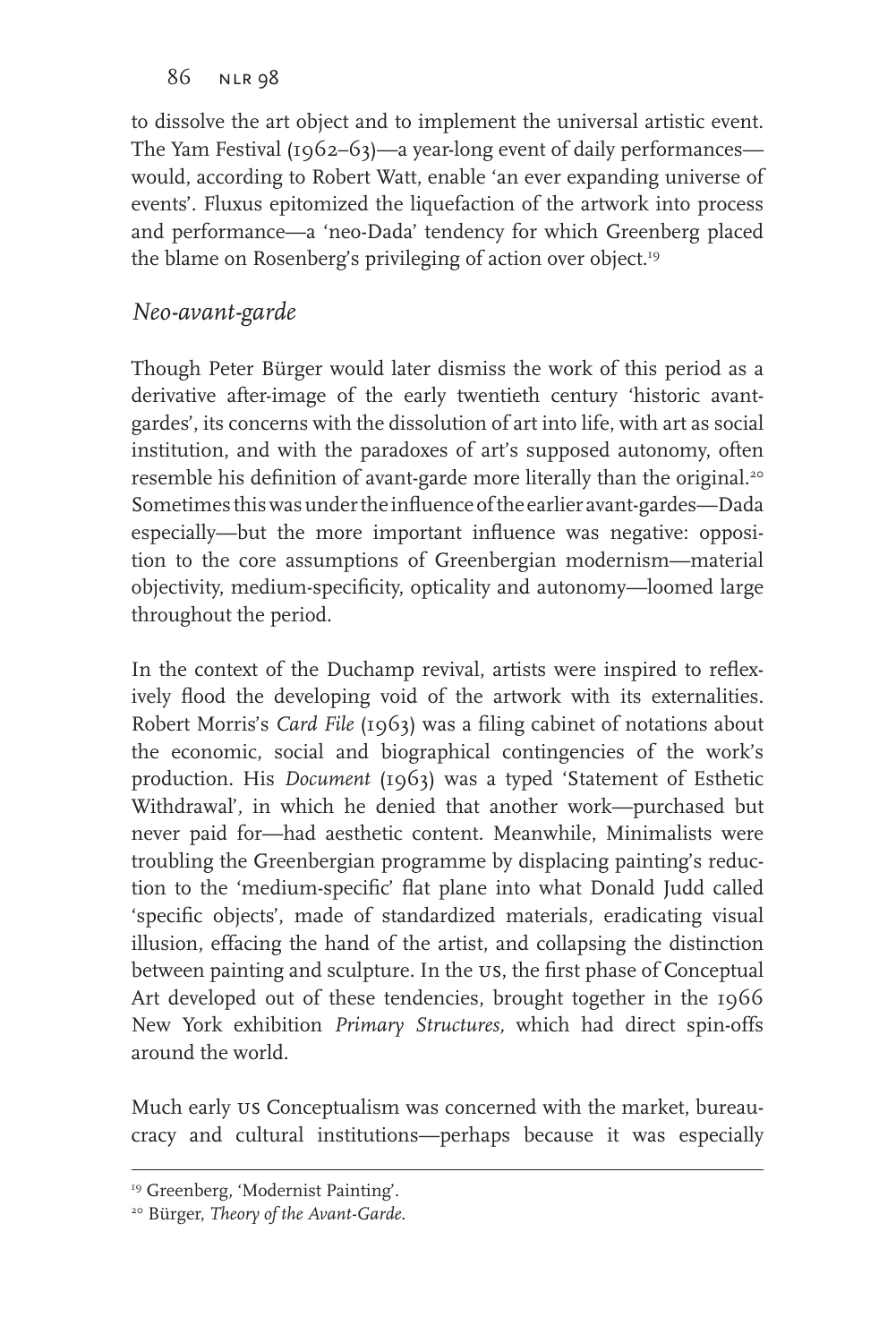to dissolve the art object and to implement the universal artistic event. The Yam Festival (1962–63)—a year-long event of daily performances—would, according to Robert Watt, enable 'an ever expanding universe of events'. Fluxus epitomized the liquefaction of the artwork into process and performance—a 'neo-Dada' tendency for which Greenberg placed the blame on Rosenberg's privileging of action over object.[19]

## *Neo-avant-garde*

Though Peter Bürger would later dismiss the work of this period as a derivative after-image of the early twentieth century 'historic avant-gardes', its concerns with the dissolution of art into life, with art as social institution, and with the paradoxes of art's supposed autonomy, often resemble his definition of avant-garde more literally than the original.[20] Sometimes this was under the influence of the earlier avant-gardes—Dada especially—but the more important influence was negative: opposition to the core assumptions of Greenbergian modernism—material objectivity, medium-specificity, opticality and autonomy—loomed large throughout the period.

In the context of the Duchamp revival, artists were inspired to reflexively flood the developing void of the artwork with its externalities. Robert Morris's *Card File* (1963) was a filing cabinet of notations about the economic, social and biographical contingencies of the work's production. His *Document* (1963) was a typed 'Statement of Esthetic Withdrawal', in which he denied that another work—purchased but never paid for—had aesthetic content. Meanwhile, Minimalists were troubling the Greenbergian programme by displacing painting's reduction to the 'medium-specific' flat plane into what Donald Judd called 'specific objects', made of standardized materials, eradicating visual illusion, effacing the hand of the artist, and collapsing the distinction between painting and sculpture. In the US, the first phase of Conceptual Art developed out of these tendencies, brought together in the 1966 New York exhibition *Primary Structures,* which had direct spin-offs around the world.

Much early US Conceptualism was concerned with the market, bureaucracy and cultural institutions—perhaps because it was especially

[19] Greenberg, 'Modernist Painting'.

[20] Bürger, *Theory of the Avant-Garde*.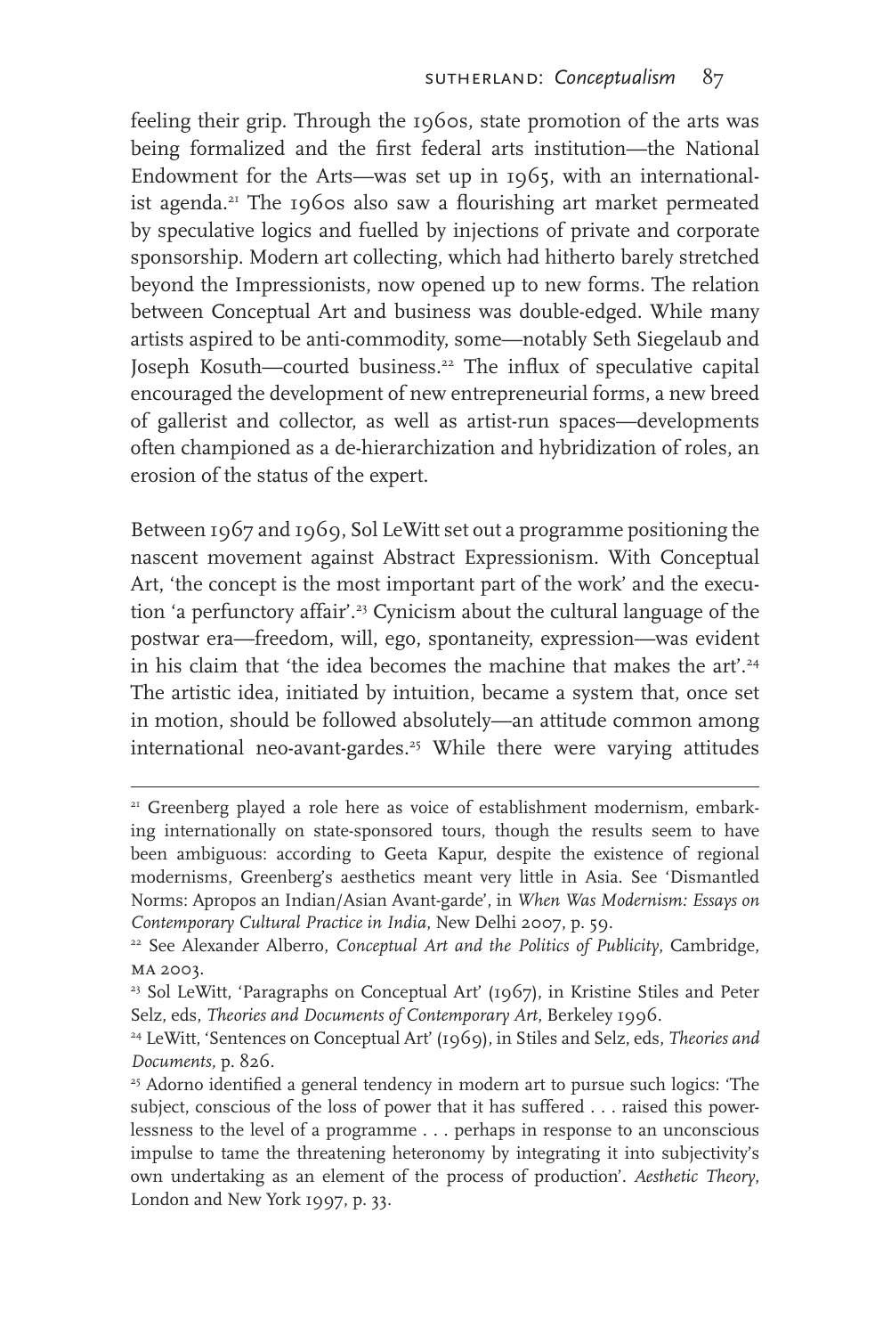feeling their grip. Through the 1960s, state promotion of the arts was being formalized and the first federal arts institution—the National Endowment for the Arts—was set up in 1965, with an internationalist agenda.[21] The 1960s also saw a flourishing art market permeated by speculative logics and fuelled by injections of private and corporate sponsorship. Modern art collecting, which had hitherto barely stretched beyond the Impressionists, now opened up to new forms. The relation between Conceptual Art and business was double-edged. While many artists aspired to be anti-commodity, some—notably Seth Siegelaub and Joseph Kosuth—courted business.[22] The influx of speculative capital encouraged the development of new entrepreneurial forms, a new breed of gallerist and collector, as well as artist-run spaces—developments often championed as a de-hierarchization and hybridization of roles, an erosion of the status of the expert.

Between 1967 and 1969, Sol LeWitt set out a programme positioning the nascent movement against Abstract Expressionism. With Conceptual Art, 'the concept is the most important part of the work' and the execution 'a perfunctory affair'.[23] Cynicism about the cultural language of the postwar era—freedom, will, ego, spontaneity, expression—was evident in his claim that 'the idea becomes the machine that makes the art'.[24] The artistic idea, initiated by intuition, became a system that, once set in motion, should be followed absolutely—an attitude common among international neo-avant-gardes.[25] While there were varying attitudes

---

[21] Greenberg played a role here as voice of establishment modernism, embarking internationally on state-sponsored tours, though the results seem to have been ambiguous: according to Geeta Kapur, despite the existence of regional modernisms, Greenberg's aesthetics meant very little in Asia. See 'Dismantled Norms: Apropos an Indian/Asian Avant-garde', in *When Was Modernism: Essays on Contemporary Cultural Practice in India*, New Delhi 2007, p. 59.

[22] See Alexander Alberro, *Conceptual Art and the Politics of Publicity*, Cambridge, MA 2003.

[23] Sol LeWitt, 'Paragraphs on Conceptual Art' (1967), in Kristine Stiles and Peter Selz, eds, *Theories and Documents of Contemporary Art*, Berkeley 1996.

[24] LeWitt, 'Sentences on Conceptual Art' (1969), in Stiles and Selz, eds, *Theories and Documents*, p. 826.

[25] Adorno identified a general tendency in modern art to pursue such logics: 'The subject, conscious of the loss of power that it has suffered . . . raised this powerlessness to the level of a programme . . . perhaps in response to an unconscious impulse to tame the threatening heteronomy by integrating it into subjectivity's own undertaking as an element of the process of production'. *Aesthetic Theory*, London and New York 1997, p. 33.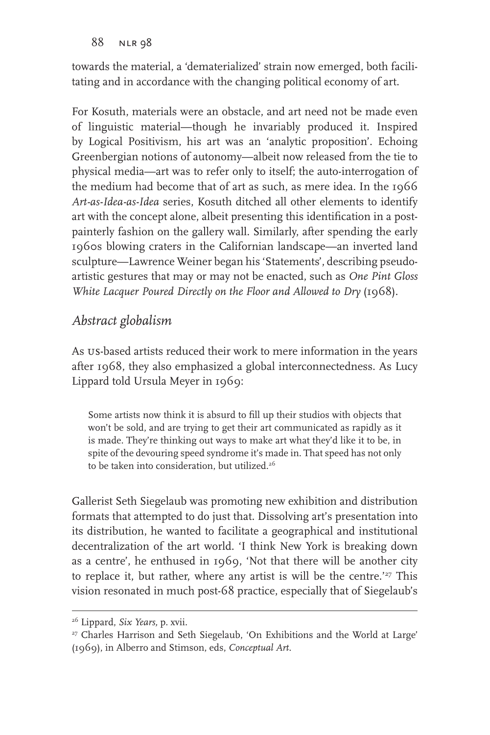towards the material, a 'dematerialized' strain now emerged, both facilitating and in accordance with the changing political economy of art.

For Kosuth, materials were an obstacle, and art need not be made even of linguistic material—though he invariably produced it. Inspired by Logical Positivism, his art was an 'analytic proposition'. Echoing Greenbergian notions of autonomy—albeit now released from the tie to physical media—art was to refer only to itself; the auto-interrogation of the medium had become that of art as such, as mere idea. In the 1966 *Art-as-Idea-as-Idea* series, Kosuth ditched all other elements to identify art with the concept alone, albeit presenting this identification in a post-painterly fashion on the gallery wall. Similarly, after spending the early 1960s blowing craters in the Californian landscape—an inverted land sculpture—Lawrence Weiner began his 'Statements', describing pseudo-artistic gestures that may or may not be enacted, such as *One Pint Gloss White Lacquer Poured Directly on the Floor and Allowed to Dry* (1968).

## *Abstract globalism*

As US-based artists reduced their work to mere information in the years after 1968, they also emphasized a global interconnectedness. As Lucy Lippard told Ursula Meyer in 1969:

> Some artists now think it is absurd to fill up their studios with objects that won't be sold, and are trying to get their art communicated as rapidly as it is made. They're thinking out ways to make art what they'd like it to be, in spite of the devouring speed syndrome it's made in. That speed has not only to be taken into consideration, but utilized.[26]

Gallerist Seth Siegelaub was promoting new exhibition and distribution formats that attempted to do just that. Dissolving art's presentation into its distribution, he wanted to facilitate a geographical and institutional decentralization of the art world. 'I think New York is breaking down as a centre', he enthused in 1969, 'Not that there will be another city to replace it, but rather, where any artist is will be the centre.'[27] This vision resonated in much post-68 practice, especially that of Siegelaub's

---

[26] Lippard, *Six Years,* p. xvii.

[27] Charles Harrison and Seth Siegelaub, 'On Exhibitions and the World at Large' (1969), in Alberro and Stimson, eds, *Conceptual Art.*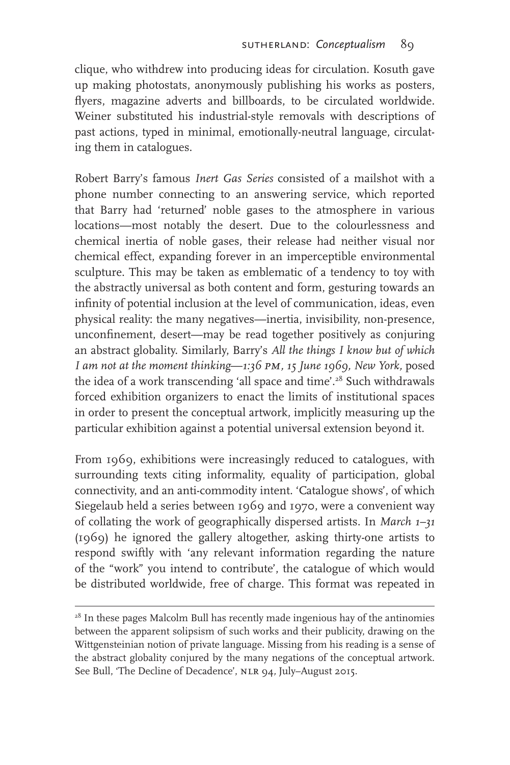clique, who withdrew into producing ideas for circulation. Kosuth gave up making photostats, anonymously publishing his works as posters, flyers, magazine adverts and billboards, to be circulated worldwide. Weiner substituted his industrial-style removals with descriptions of past actions, typed in minimal, emotionally-neutral language, circulating them in catalogues.

Robert Barry's famous *Inert Gas Series* consisted of a mailshot with a phone number connecting to an answering service, which reported that Barry had 'returned' noble gases to the atmosphere in various locations—most notably the desert. Due to the colourlessness and chemical inertia of noble gases, their release had neither visual nor chemical effect, expanding forever in an imperceptible environmental sculpture. This may be taken as emblematic of a tendency to toy with the abstractly universal as both content and form, gesturing towards an infinity of potential inclusion at the level of communication, ideas, even physical reality: the many negatives—inertia, invisibility, non-presence, unconfinement, desert—may be read together positively as conjuring an abstract globality. Similarly, Barry's *All the things I know but of which I am not at the moment thinking—1:36 pm, 15 June 1969, New York,* posed the idea of a work transcending 'all space and time'.[28] Such withdrawals forced exhibition organizers to enact the limits of institutional spaces in order to present the conceptual artwork, implicitly measuring up the particular exhibition against a potential universal extension beyond it.

From 1969, exhibitions were increasingly reduced to catalogues, with surrounding texts citing informality, equality of participation, global connectivity, and an anti-commodity intent. 'Catalogue shows', of which Siegelaub held a series between 1969 and 1970, were a convenient way of collating the work of geographically dispersed artists. In *March 1–31* (1969) he ignored the gallery altogether, asking thirty-one artists to respond swiftly with 'any relevant information regarding the nature of the "work" you intend to contribute', the catalogue of which would be distributed worldwide, free of charge. This format was repeated in

[28] In these pages Malcolm Bull has recently made ingenious hay of the antinomies between the apparent solipsism of such works and their publicity, drawing on the Wittgensteinian notion of private language. Missing from his reading is a sense of the abstract globality conjured by the many negations of the conceptual artwork. See Bull, 'The Decline of Decadence', NLR 94, July–August 2015.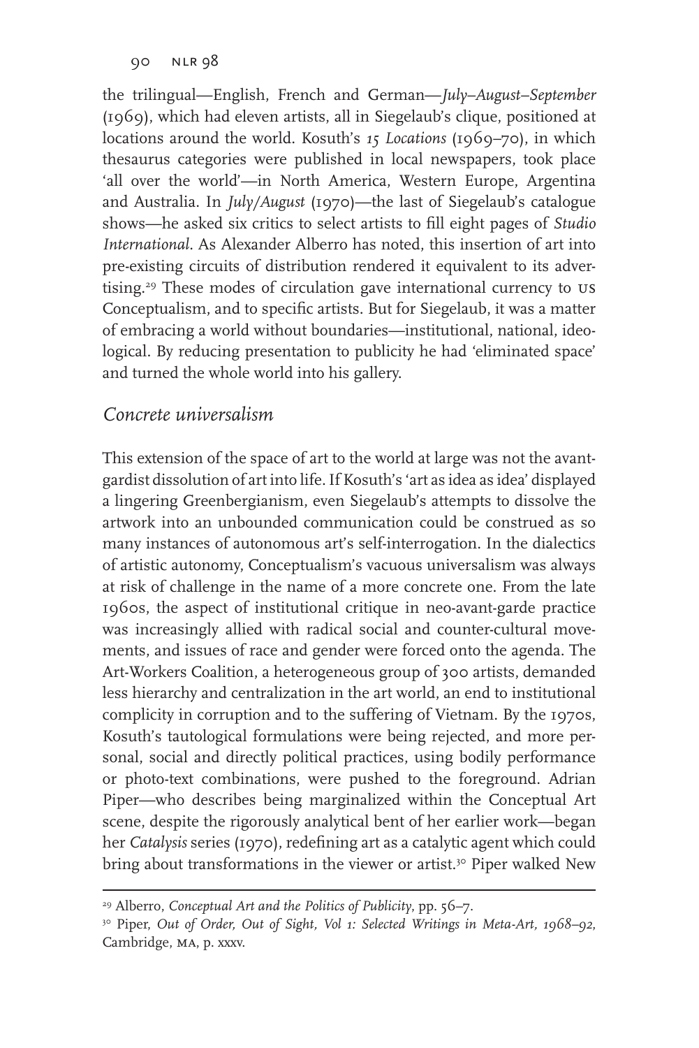the trilingual—English, French and German—*July–August–September* (1969), which had eleven artists, all in Siegelaub's clique, positioned at locations around the world. Kosuth's *15 Locations* (1969–70), in which thesaurus categories were published in local newspapers, took place 'all over the world'—in North America, Western Europe, Argentina and Australia. In *July/August* (1970)—the last of Siegelaub's catalogue shows—he asked six critics to select artists to fill eight pages of *Studio International*. As Alexander Alberro has noted, this insertion of art into pre-existing circuits of distribution rendered it equivalent to its advertising.[29] These modes of circulation gave international currency to US Conceptualism, and to specific artists. But for Siegelaub, it was a matter of embracing a world without boundaries—institutional, national, ideological. By reducing presentation to publicity he had 'eliminated space' and turned the whole world into his gallery.

## *Concrete universalism*

This extension of the space of art to the world at large was not the avant-gardist dissolution of art into life. If Kosuth's 'art as idea as idea' displayed a lingering Greenbergianism, even Siegelaub's attempts to dissolve the artwork into an unbounded communication could be construed as so many instances of autonomous art's self-interrogation. In the dialectics of artistic autonomy, Conceptualism's vacuous universalism was always at risk of challenge in the name of a more concrete one. From the late 1960s, the aspect of institutional critique in neo-avant-garde practice was increasingly allied with radical social and counter-cultural movements, and issues of race and gender were forced onto the agenda. The Art-Workers Coalition, a heterogeneous group of 300 artists, demanded less hierarchy and centralization in the art world, an end to institutional complicity in corruption and to the suffering of Vietnam. By the 1970s, Kosuth's tautological formulations were being rejected, and more personal, social and directly political practices, using bodily performance or photo-text combinations, were pushed to the foreground. Adrian Piper—who describes being marginalized within the Conceptual Art scene, despite the rigorously analytical bent of her earlier work—began her *Catalysis* series (1970), redefining art as a catalytic agent which could bring about transformations in the viewer or artist.[30] Piper walked New

---

[29] Alberro, *Conceptual Art and the Politics of Publicity*, pp. 56–7.

[30] Piper, *Out of Order, Out of Sight, Vol 1: Selected Writings in Meta-Art, 1968–92*, Cambridge, MA, p. xxxv.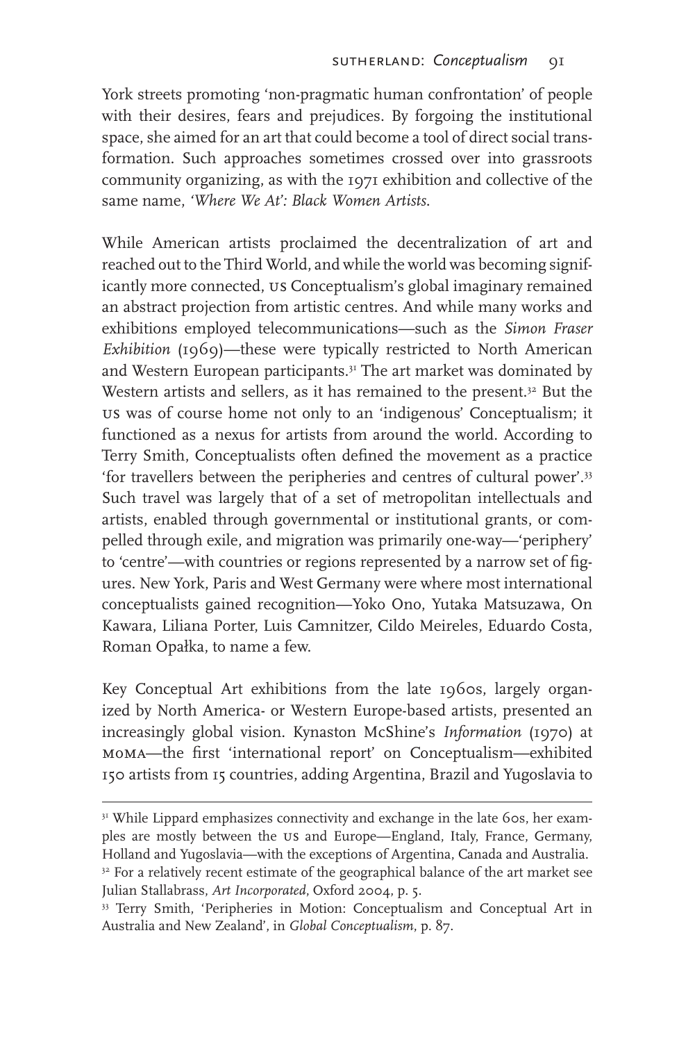York streets promoting 'non-pragmatic human confrontation' of people with their desires, fears and prejudices. By forgoing the institutional space, she aimed for an art that could become a tool of direct social transformation. Such approaches sometimes crossed over into grassroots community organizing, as with the 1971 exhibition and collective of the same name, *'Where We At': Black Women Artists*.

While American artists proclaimed the decentralization of art and reached out to the Third World, and while the world was becoming significantly more connected, US Conceptualism's global imaginary remained an abstract projection from artistic centres. And while many works and exhibitions employed telecommunications—such as the *Simon Fraser Exhibition* (1969)—these were typically restricted to North American and Western European participants.[31] The art market was dominated by Western artists and sellers, as it has remained to the present.[32] But the US was of course home not only to an 'indigenous' Conceptualism; it functioned as a nexus for artists from around the world. According to Terry Smith, Conceptualists often defined the movement as a practice 'for travellers between the peripheries and centres of cultural power'.[33] Such travel was largely that of a set of metropolitan intellectuals and artists, enabled through governmental or institutional grants, or compelled through exile, and migration was primarily one-way—'periphery' to 'centre'—with countries or regions represented by a narrow set of figures. New York, Paris and West Germany were where most international conceptualists gained recognition—Yoko Ono, Yutaka Matsuzawa, On Kawara, Liliana Porter, Luis Camnitzer, Cildo Meireles, Eduardo Costa, Roman Opałka, to name a few.

Key Conceptual Art exhibitions from the late 1960s, largely organized by North America- or Western Europe-based artists, presented an increasingly global vision. Kynaston McShine's *Information* (1970) at MoMA—the first 'international report' on Conceptualism—exhibited 150 artists from 15 countries, adding Argentina, Brazil and Yugoslavia to

---

[31] While Lippard emphasizes connectivity and exchange in the late 60s, her examples are mostly between the US and Europe—England, Italy, France, Germany, Holland and Yugoslavia—with the exceptions of Argentina, Canada and Australia.

[32] For a relatively recent estimate of the geographical balance of the art market see Julian Stallabrass, *Art Incorporated*, Oxford 2004, p. 5.

[33] Terry Smith, 'Peripheries in Motion: Conceptualism and Conceptual Art in Australia and New Zealand', in *Global Conceptualism*, p. 87.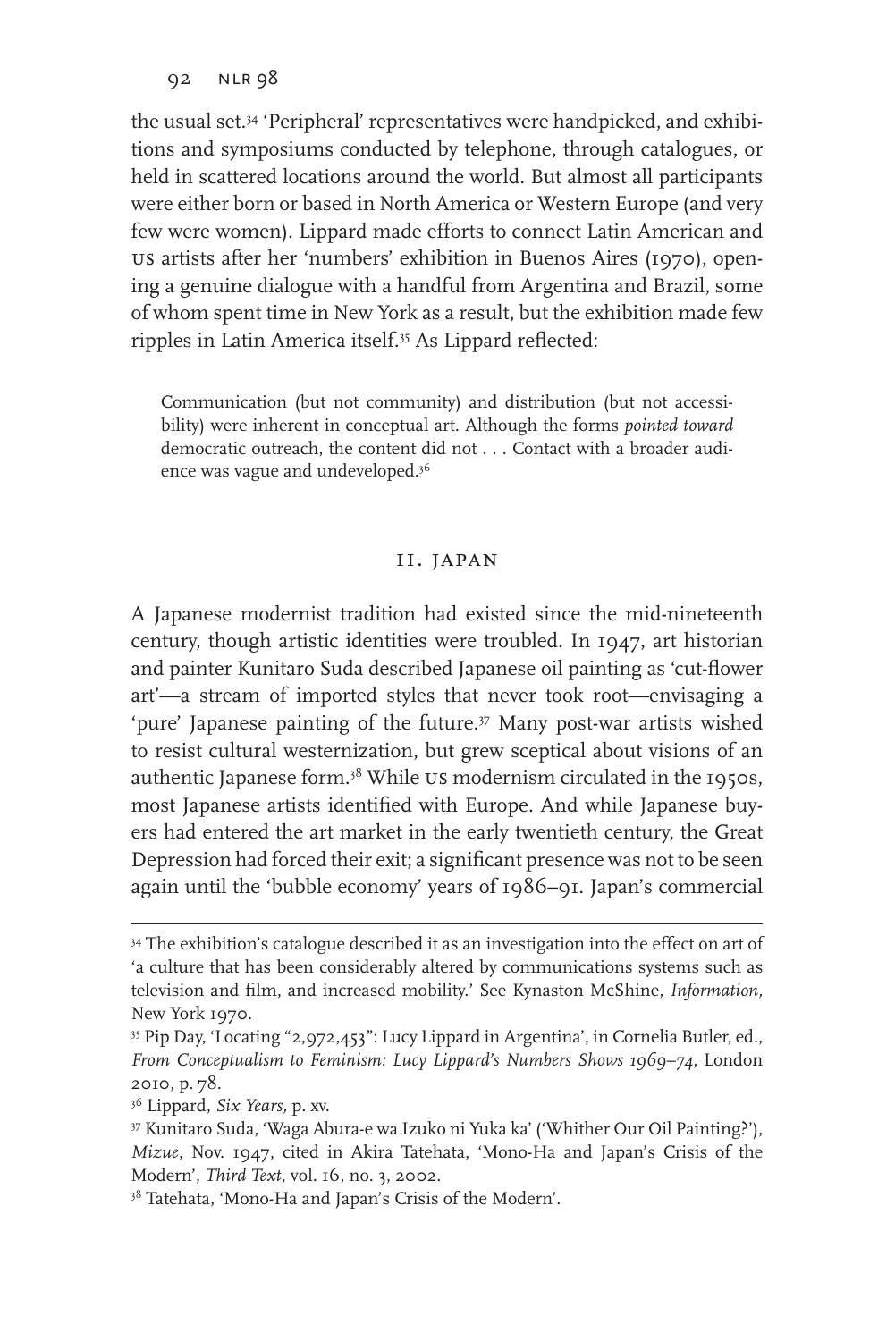the usual set.[34] 'Peripheral' representatives were handpicked, and exhibitions and symposiums conducted by telephone, through catalogues, or held in scattered locations around the world. But almost all participants were either born or based in North America or Western Europe (and very few were women). Lippard made efforts to connect Latin American and US artists after her 'numbers' exhibition in Buenos Aires (1970), opening a genuine dialogue with a handful from Argentina and Brazil, some of whom spent time in New York as a result, but the exhibition made few ripples in Latin America itself.[35] As Lippard reflected:

> Communication (but not community) and distribution (but not accessibility) were inherent in conceptual art. Although the forms *pointed toward* democratic outreach, the content did not . . . Contact with a broader audience was vague and undeveloped.[36]

## II. JAPAN

A Japanese modernist tradition had existed since the mid-nineteenth century, though artistic identities were troubled. In 1947, art historian and painter Kunitaro Suda described Japanese oil painting as 'cut-flower art'—a stream of imported styles that never took root—envisaging a 'pure' Japanese painting of the future.[37] Many post-war artists wished to resist cultural westernization, but grew sceptical about visions of an authentic Japanese form.[38] While US modernism circulated in the 1950s, most Japanese artists identified with Europe. And while Japanese buyers had entered the art market in the early twentieth century, the Great Depression had forced their exit; a significant presence was not to be seen again until the 'bubble economy' years of 1986–91. Japan's commercial

---

[34] The exhibition's catalogue described it as an investigation into the effect on art of 'a culture that has been considerably altered by communications systems such as television and film, and increased mobility.' See Kynaston McShine, *Information,* New York 1970.

[35] Pip Day, 'Locating "2,972,453": Lucy Lippard in Argentina', in Cornelia Butler, ed., *From Conceptualism to Feminism: Lucy Lippard's Numbers Shows 1969–74,* London 2010, p. 78.

[36] Lippard, *Six Years,* p. xv.

[37] Kunitaro Suda, 'Waga Abura-e wa Izuko ni Yuka ka' ('Whither Our Oil Painting?'), *Mizue*, Nov. 1947, cited in Akira Tatehata, 'Mono-Ha and Japan's Crisis of the Modern', *Third Text*, vol. 16, no. 3, 2002.

[38] Tatehata, 'Mono-Ha and Japan's Crisis of the Modern'.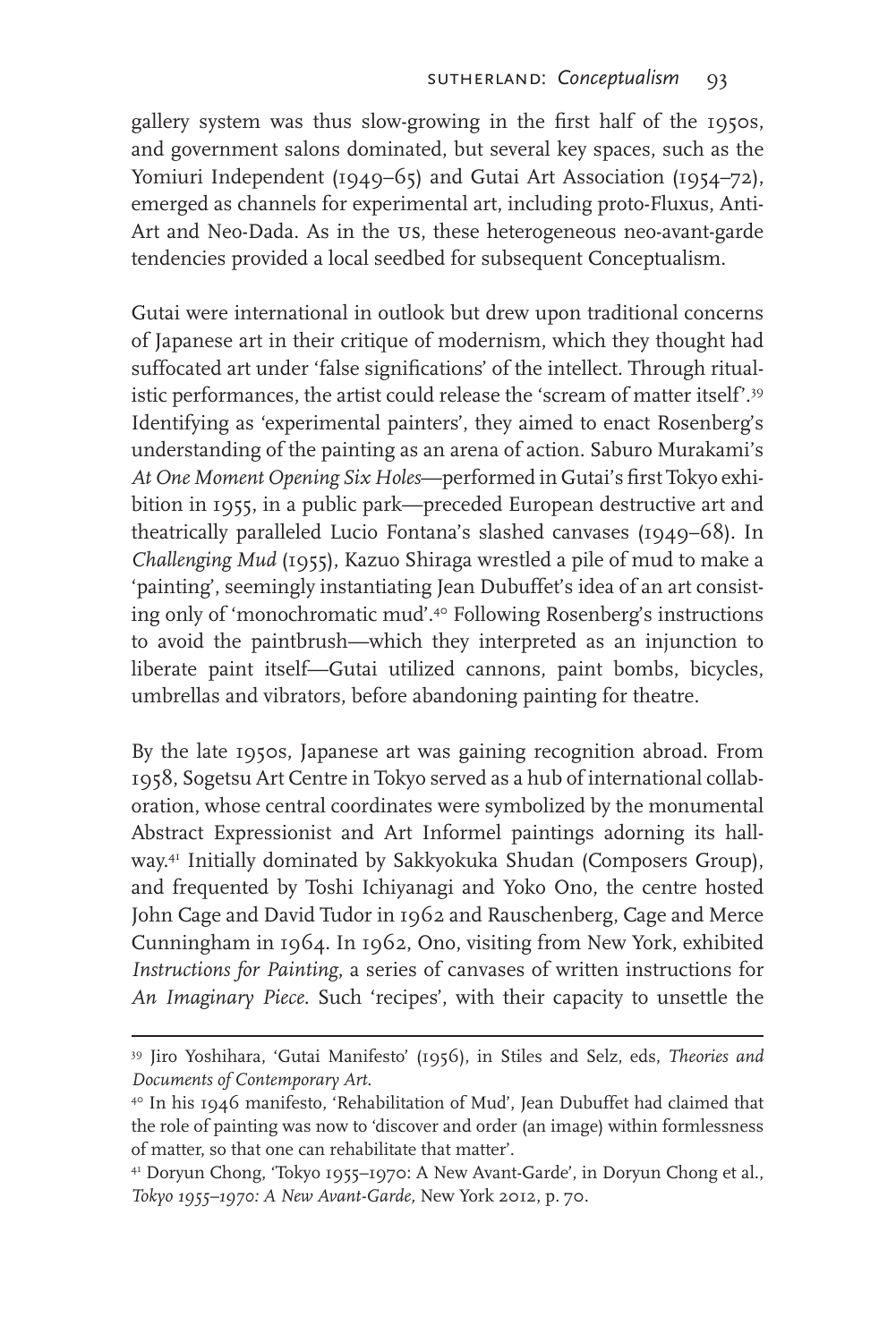gallery system was thus slow-growing in the first half of the 1950s, and government salons dominated, but several key spaces, such as the Yomiuri Independent (1949–65) and Gutai Art Association (1954–72), emerged as channels for experimental art, including proto-Fluxus, Anti-Art and Neo-Dada. As in the US, these heterogeneous neo-avant-garde tendencies provided a local seedbed for subsequent Conceptualism.

Gutai were international in outlook but drew upon traditional concerns of Japanese art in their critique of modernism, which they thought had suffocated art under 'false significations' of the intellect. Through ritualistic performances, the artist could release the 'scream of matter itself'.[39] Identifying as 'experimental painters', they aimed to enact Rosenberg's understanding of the painting as an arena of action. Saburo Murakami's *At One Moment Opening Six Holes*—performed in Gutai's first Tokyo exhibition in 1955, in a public park—preceded European destructive art and theatrically paralleled Lucio Fontana's slashed canvases (1949–68). In *Challenging Mud* (1955), Kazuo Shiraga wrestled a pile of mud to make a 'painting', seemingly instantiating Jean Dubuffet's idea of an art consisting only of 'monochromatic mud'.[40] Following Rosenberg's instructions to avoid the paintbrush—which they interpreted as an injunction to liberate paint itself—Gutai utilized cannons, paint bombs, bicycles, umbrellas and vibrators, before abandoning painting for theatre.

By the late 1950s, Japanese art was gaining recognition abroad. From 1958, Sogetsu Art Centre in Tokyo served as a hub of international collaboration, whose central coordinates were symbolized by the monumental Abstract Expressionist and Art Informel paintings adorning its hallway.[41] Initially dominated by Sakkyokuka Shudan (Composers Group), and frequented by Toshi Ichiyanagi and Yoko Ono, the centre hosted John Cage and David Tudor in 1962 and Rauschenberg, Cage and Merce Cunningham in 1964. In 1962, Ono, visiting from New York, exhibited *Instructions for Painting*, a series of canvases of written instructions for *An Imaginary Piece*. Such 'recipes', with their capacity to unsettle the

---

[39] Jiro Yoshihara, 'Gutai Manifesto' (1956), in Stiles and Selz, eds, *Theories and Documents of Contemporary Art*.

[40] In his 1946 manifesto, 'Rehabilitation of Mud', Jean Dubuffet had claimed that the role of painting was now to 'discover and order (an image) within formlessness of matter, so that one can rehabilitate that matter'.

[41] Doryun Chong, 'Tokyo 1955–1970: A New Avant-Garde', in Doryun Chong et al., *Tokyo 1955–1970: A New Avant-Garde*, New York 2012, p. 70.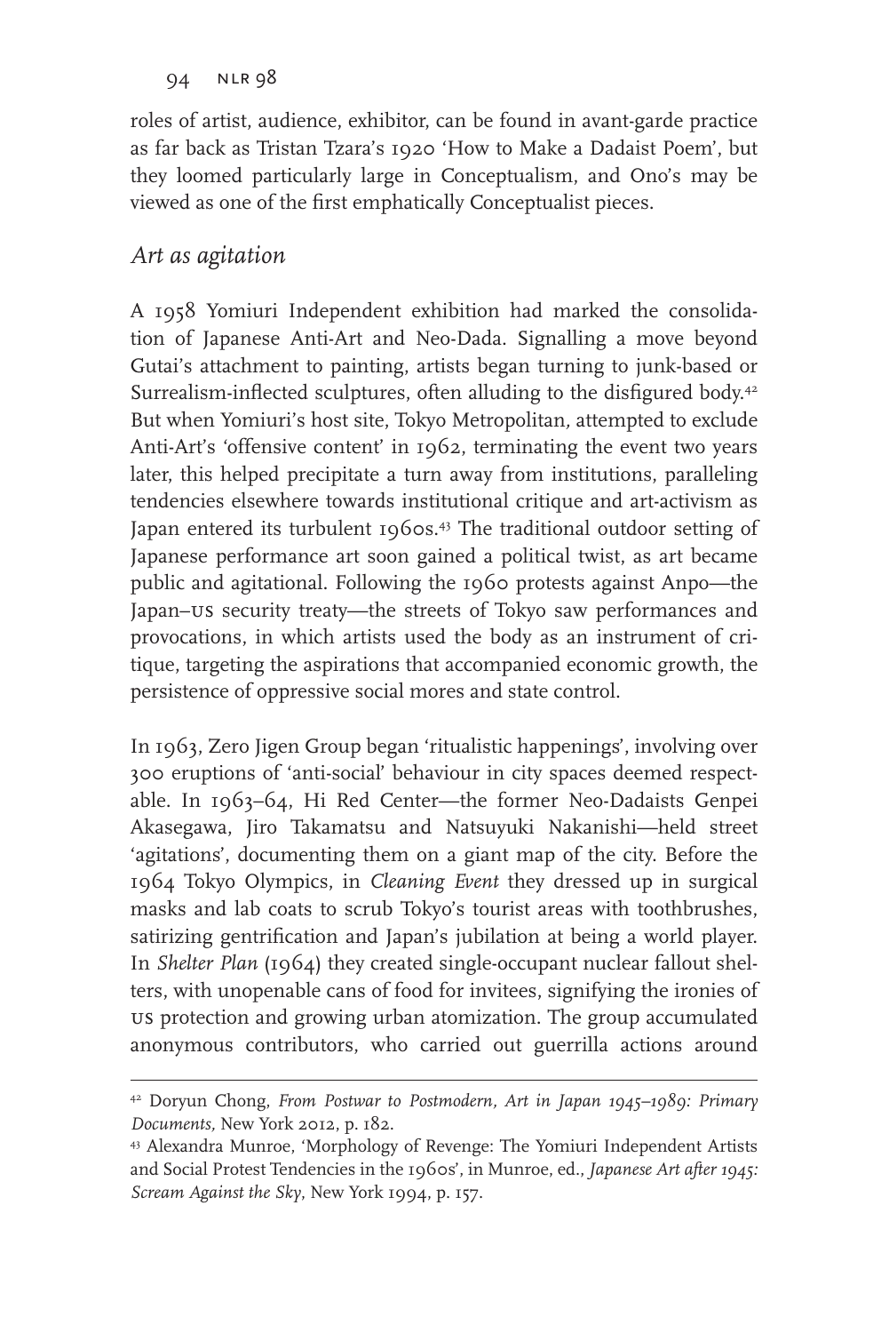roles of artist, audience, exhibitor, can be found in avant-garde practice as far back as Tristan Tzara's 1920 'How to Make a Dadaist Poem', but they loomed particularly large in Conceptualism, and Ono's may be viewed as one of the first emphatically Conceptualist pieces.

## *Art as agitation*

A 1958 Yomiuri Independent exhibition had marked the consolidation of Japanese Anti-Art and Neo-Dada. Signalling a move beyond Gutai's attachment to painting, artists began turning to junk-based or Surrealism-inflected sculptures, often alluding to the disfigured body.[42] But when Yomiuri's host site, Tokyo Metropolitan, attempted to exclude Anti-Art's 'offensive content' in 1962, terminating the event two years later, this helped precipitate a turn away from institutions, paralleling tendencies elsewhere towards institutional critique and art-activism as Japan entered its turbulent 1960s.[43] The traditional outdoor setting of Japanese performance art soon gained a political twist, as art became public and agitational. Following the 1960 protests against Anpo—the Japan–US security treaty—the streets of Tokyo saw performances and provocations, in which artists used the body as an instrument of critique, targeting the aspirations that accompanied economic growth, the persistence of oppressive social mores and state control.

In 1963, Zero Jigen Group began 'ritualistic happenings', involving over 300 eruptions of 'anti-social' behaviour in city spaces deemed respectable. In 1963–64, Hi Red Center—the former Neo-Dadaists Genpei Akasegawa, Jiro Takamatsu and Natsuyuki Nakanishi—held street 'agitations', documenting them on a giant map of the city. Before the 1964 Tokyo Olympics, in *Cleaning Event* they dressed up in surgical masks and lab coats to scrub Tokyo's tourist areas with toothbrushes, satirizing gentrification and Japan's jubilation at being a world player. In *Shelter Plan* (1964) they created single-occupant nuclear fallout shelters, with unopenable cans of food for invitees, signifying the ironies of US protection and growing urban atomization. The group accumulated anonymous contributors, who carried out guerrilla actions around

[42] Doryun Chong, *From Postwar to Postmodern, Art in Japan 1945–1989: Primary Documents*, New York 2012, p. 182.

[43] Alexandra Munroe, 'Morphology of Revenge: The Yomiuri Independent Artists and Social Protest Tendencies in the 1960s', in Munroe, ed., *Japanese Art after 1945: Scream Against the Sky*, New York 1994, p. 157.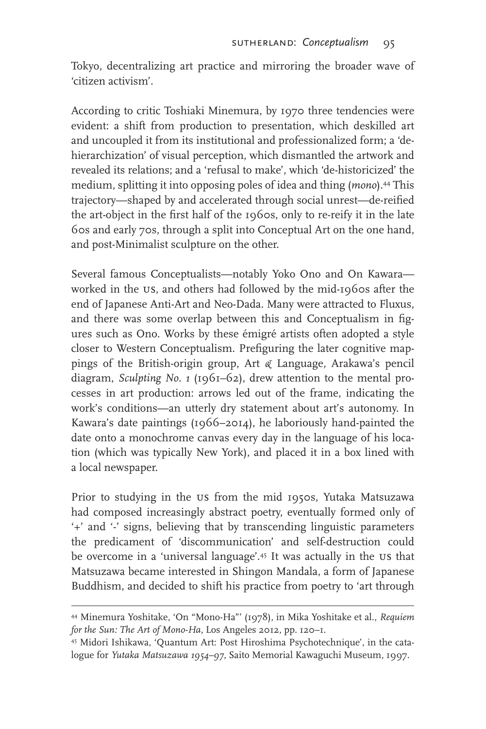Tokyo, decentralizing art practice and mirroring the broader wave of 'citizen activism'.

According to critic Toshiaki Minemura, by 1970 three tendencies were evident: a shift from production to presentation, which deskilled art and uncoupled it from its institutional and professionalized form; a 'de-hierarchization' of visual perception, which dismantled the artwork and revealed its relations; and a 'refusal to make', which 'de-historicized' the medium, splitting it into opposing poles of idea and thing (*mono*).[44] This trajectory—shaped by and accelerated through social unrest—de-reified the art-object in the first half of the 1960s, only to re-reify it in the late 60s and early 70s, through a split into Conceptual Art on the one hand, and post-Minimalist sculpture on the other.

Several famous Conceptualists—notably Yoko Ono and On Kawara—worked in the US, and others had followed by the mid-1960s after the end of Japanese Anti-Art and Neo-Dada. Many were attracted to Fluxus, and there was some overlap between this and Conceptualism in figures such as Ono. Works by these émigré artists often adopted a style closer to Western Conceptualism. Prefiguring the later cognitive mappings of the British-origin group, Art & Language, Arakawa's pencil diagram, *Sculpting No. 1* (1961–62), drew attention to the mental processes in art production: arrows led out of the frame, indicating the work's conditions—an utterly dry statement about art's autonomy. In Kawara's date paintings (1966–2014), he laboriously hand-painted the date onto a monochrome canvas every day in the language of his location (which was typically New York), and placed it in a box lined with a local newspaper.

Prior to studying in the US from the mid 1950s, Yutaka Matsuzawa had composed increasingly abstract poetry, eventually formed only of '+' and '-' signs, believing that by transcending linguistic parameters the predicament of 'discommunication' and self-destruction could be overcome in a 'universal language'.[45] It was actually in the US that Matsuzawa became interested in Shingon Mandala, a form of Japanese Buddhism, and decided to shift his practice from poetry to 'art through

---

[44] Minemura Yoshitake, 'On "Mono-Ha"' (1978), in Mika Yoshitake et al., *Requiem for the Sun: The Art of Mono-Ha*, Los Angeles 2012, pp. 120–1.

[45] Midori Ishikawa, 'Quantum Art: Post Hiroshima Psychotechnique', in the catalogue for *Yutaka Matsuzawa 1954–97*, Saito Memorial Kawaguchi Museum, 1997.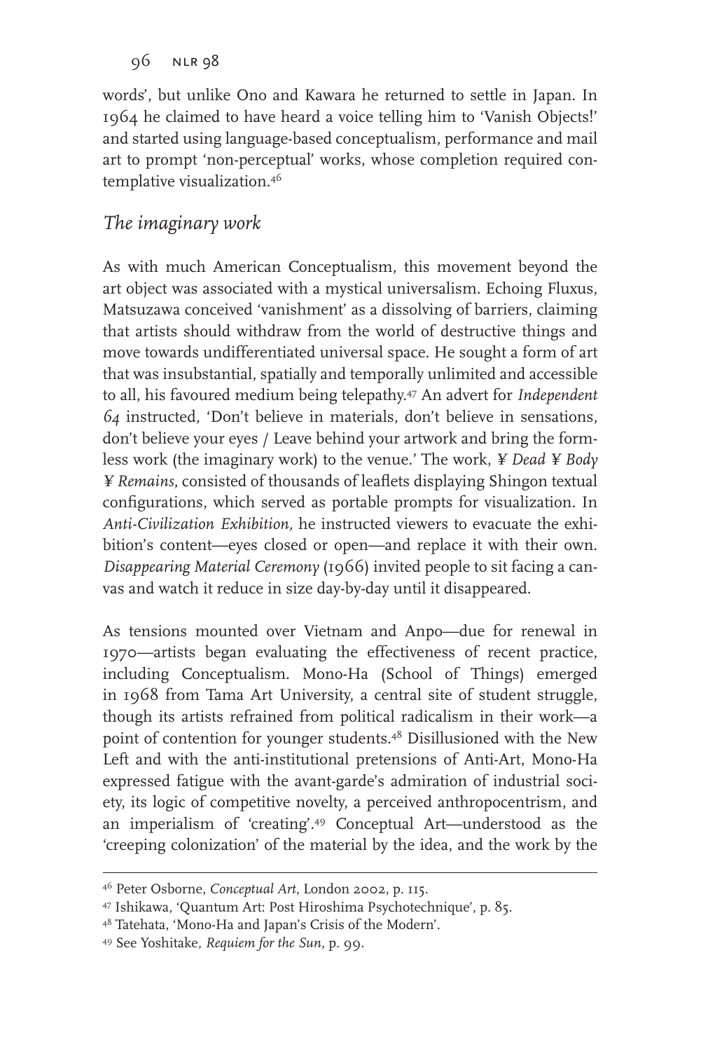words', but unlike Ono and Kawara he returned to settle in Japan. In 1964 he claimed to have heard a voice telling him to 'Vanish Objects!' and started using language-based conceptualism, performance and mail art to prompt 'non-perceptual' works, whose completion required contemplative visualization.[46]

## *The imaginary work*

As with much American Conceptualism, this movement beyond the art object was associated with a mystical universalism. Echoing Fluxus, Matsuzawa conceived 'vanishment' as a dissolving of barriers, claiming that artists should withdraw from the world of destructive things and move towards undifferentiated universal space. He sought a form of art that was insubstantial, spatially and temporally unlimited and accessible to all, his favoured medium being telepathy.[47] An advert for *Independent 64* instructed, 'Don't believe in materials, don't believe in sensations, don't believe your eyes / Leave behind your artwork and bring the formless work (the imaginary work) to the venue.' The work, *¥ Dead ¥ Body ¥ Remains*, consisted of thousands of leaflets displaying Shingon textual configurations, which served as portable prompts for visualization. In *Anti-Civilization Exhibition,* he instructed viewers to evacuate the exhibition's content—eyes closed or open—and replace it with their own. *Disappearing Material Ceremony* (1966) invited people to sit facing a canvas and watch it reduce in size day-by-day until it disappeared.

As tensions mounted over Vietnam and Anpo—due for renewal in 1970—artists began evaluating the effectiveness of recent practice, including Conceptualism. Mono-Ha (School of Things) emerged in 1968 from Tama Art University, a central site of student struggle, though its artists refrained from political radicalism in their work—a point of contention for younger students.[48] Disillusioned with the New Left and with the anti-institutional pretensions of Anti-Art, Mono-Ha expressed fatigue with the avant-garde's admiration of industrial society, its logic of competitive novelty, a perceived anthropocentrism, and an imperialism of 'creating'.[49] Conceptual Art—understood as the 'creeping colonization' of the material by the idea, and the work by the

---

[46] Peter Osborne, *Conceptual Art*, London 2002, p. 115.

[47] Ishikawa, 'Quantum Art: Post Hiroshima Psychotechnique', p. 85.

[48] Tatehata, 'Mono-Ha and Japan's Crisis of the Modern'.

[49] See Yoshitake, *Requiem for the Sun*, p. 99.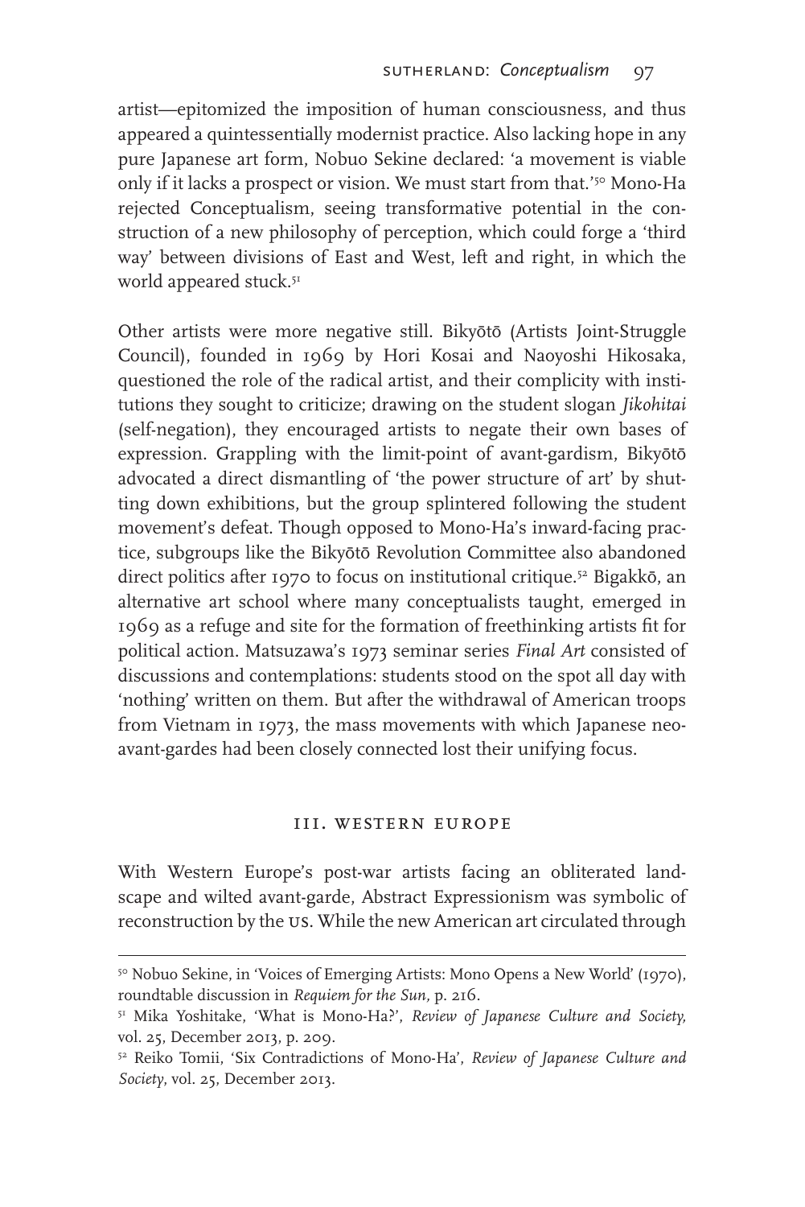artist—epitomized the imposition of human consciousness, and thus appeared a quintessentially modernist practice. Also lacking hope in any pure Japanese art form, Nobuo Sekine declared: 'a movement is viable only if it lacks a prospect or vision. We must start from that.'[50] Mono-Ha rejected Conceptualism, seeing transformative potential in the construction of a new philosophy of perception, which could forge a 'third way' between divisions of East and West, left and right, in which the world appeared stuck.[51]

Other artists were more negative still. Bikyōtō (Artists Joint-Struggle Council), founded in 1969 by Hori Kosai and Naoyoshi Hikosaka, questioned the role of the radical artist, and their complicity with institutions they sought to criticize; drawing on the student slogan *Jikohitai* (self-negation), they encouraged artists to negate their own bases of expression. Grappling with the limit-point of avant-gardism, Bikyōtō advocated a direct dismantling of 'the power structure of art' by shutting down exhibitions, but the group splintered following the student movement's defeat. Though opposed to Mono-Ha's inward-facing practice, subgroups like the Bikyōtō Revolution Committee also abandoned direct politics after 1970 to focus on institutional critique.[52] Bigakkō, an alternative art school where many conceptualists taught, emerged in 1969 as a refuge and site for the formation of freethinking artists fit for political action. Matsuzawa's 1973 seminar series *Final Art* consisted of discussions and contemplations: students stood on the spot all day with 'nothing' written on them. But after the withdrawal of American troops from Vietnam in 1973, the mass movements with which Japanese neo-avant-gardes had been closely connected lost their unifying focus.

## III. WESTERN EUROPE

With Western Europe's post-war artists facing an obliterated landscape and wilted avant-garde, Abstract Expressionism was symbolic of reconstruction by the US. While the new American art circulated through

---

[50] Nobuo Sekine, in 'Voices of Emerging Artists: Mono Opens a New World' (1970), roundtable discussion in *Requiem for the Sun*, p. 216.

[51] Mika Yoshitake, 'What is Mono-Ha?', *Review of Japanese Culture and Society*, vol. 25, December 2013, p. 209.

[52] Reiko Tomii, 'Six Contradictions of Mono-Ha', *Review of Japanese Culture and Society*, vol. 25, December 2013.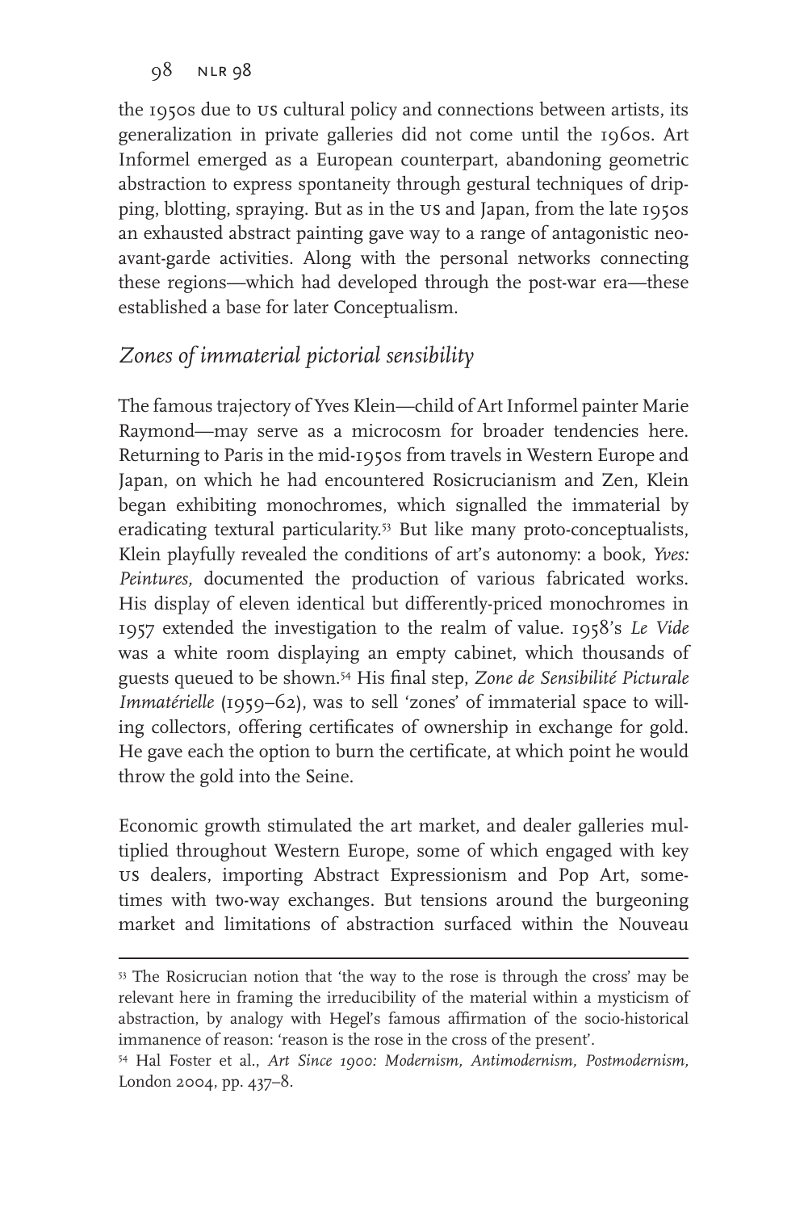the 1950s due to US cultural policy and connections between artists, its generalization in private galleries did not come until the 1960s. Art Informel emerged as a European counterpart, abandoning geometric abstraction to express spontaneity through gestural techniques of dripping, blotting, spraying. But as in the US and Japan, from the late 1950s an exhausted abstract painting gave way to a range of antagonistic neo-avant-garde activities. Along with the personal networks connecting these regions—which had developed through the post-war era—these established a base for later Conceptualism.

## *Zones of immaterial pictorial sensibility*

The famous trajectory of Yves Klein—child of Art Informel painter Marie Raymond—may serve as a microcosm for broader tendencies here. Returning to Paris in the mid-1950s from travels in Western Europe and Japan, on which he had encountered Rosicrucianism and Zen, Klein began exhibiting monochromes, which signalled the immaterial by eradicating textural particularity.[53] But like many proto-conceptualists, Klein playfully revealed the conditions of art's autonomy: a book, *Yves: Peintures*, documented the production of various fabricated works. His display of eleven identical but differently-priced monochromes in 1957 extended the investigation to the realm of value. 1958's *Le Vide* was a white room displaying an empty cabinet, which thousands of guests queued to be shown.[54] His final step, *Zone de Sensibilité Picturale Immatérielle* (1959–62), was to sell 'zones' of immaterial space to willing collectors, offering certificates of ownership in exchange for gold. He gave each the option to burn the certificate, at which point he would throw the gold into the Seine.

Economic growth stimulated the art market, and dealer galleries multiplied throughout Western Europe, some of which engaged with key US dealers, importing Abstract Expressionism and Pop Art, sometimes with two-way exchanges. But tensions around the burgeoning market and limitations of abstraction surfaced within the Nouveau

---

[53] The Rosicrucian notion that 'the way to the rose is through the cross' may be relevant here in framing the irreducibility of the material within a mysticism of abstraction, by analogy with Hegel's famous affirmation of the socio-historical immanence of reason: 'reason is the rose in the cross of the present'.

[54] Hal Foster et al., *Art Since 1900: Modernism, Antimodernism, Postmodernism*, London 2004, pp. 437–8.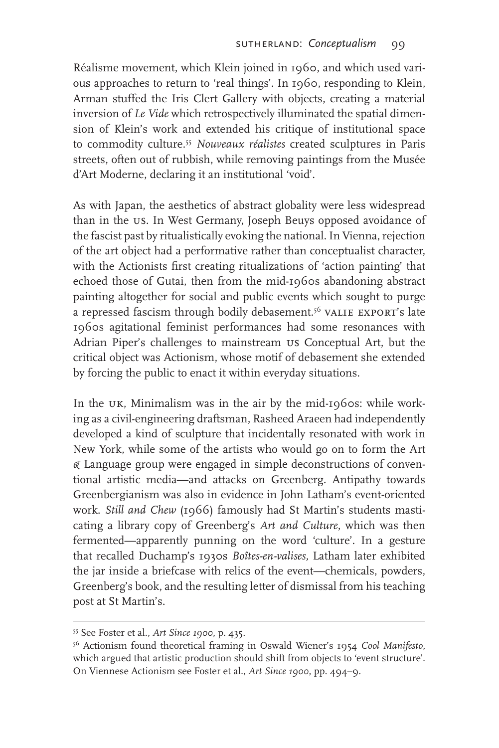Réalisme movement, which Klein joined in 1960, and which used various approaches to return to 'real things'. In 1960, responding to Klein, Arman stuffed the Iris Clert Gallery with objects, creating a material inversion of *Le Vide* which retrospectively illuminated the spatial dimension of Klein's work and extended his critique of institutional space to commodity culture.[55] *Nouveaux réalistes* created sculptures in Paris streets, often out of rubbish, while removing paintings from the Musée d'Art Moderne, declaring it an institutional 'void'.

As with Japan, the aesthetics of abstract globality were less widespread than in the US. In West Germany, Joseph Beuys opposed avoidance of the fascist past by ritualistically evoking the national. In Vienna, rejection of the art object had a performative rather than conceptualist character, with the Actionists first creating ritualizations of 'action painting' that echoed those of Gutai, then from the mid-1960s abandoning abstract painting altogether for social and public events which sought to purge a repressed fascism through bodily debasement.[56] VALIE EXPORT's late 1960s agitational feminist performances had some resonances with Adrian Piper's challenges to mainstream US Conceptual Art, but the critical object was Actionism, whose motif of debasement she extended by forcing the public to enact it within everyday situations.

In the UK, Minimalism was in the air by the mid-1960s: while working as a civil-engineering draftsman, Rasheed Araeen had independently developed a kind of sculpture that incidentally resonated with work in New York, while some of the artists who would go on to form the Art & Language group were engaged in simple deconstructions of conventional artistic media—and attacks on Greenberg. Antipathy towards Greenbergianism was also in evidence in John Latham's event-oriented work. *Still and Chew* (1966) famously had St Martin's students masticating a library copy of Greenberg's *Art and Culture*, which was then fermented—apparently punning on the word 'culture'. In a gesture that recalled Duchamp's 1930s *Boîtes-en-valises,* Latham later exhibited the jar inside a briefcase with relics of the event—chemicals, powders, Greenberg's book, and the resulting letter of dismissal from his teaching post at St Martin's.

---

[55] See Foster et al., *Art Since 1900*, p. 435.

[56] Actionism found theoretical framing in Oswald Wiener's 1954 *Cool Manifesto*, which argued that artistic production should shift from objects to 'event structure'. On Viennese Actionism see Foster et al., *Art Since 1900*, pp. 494–9.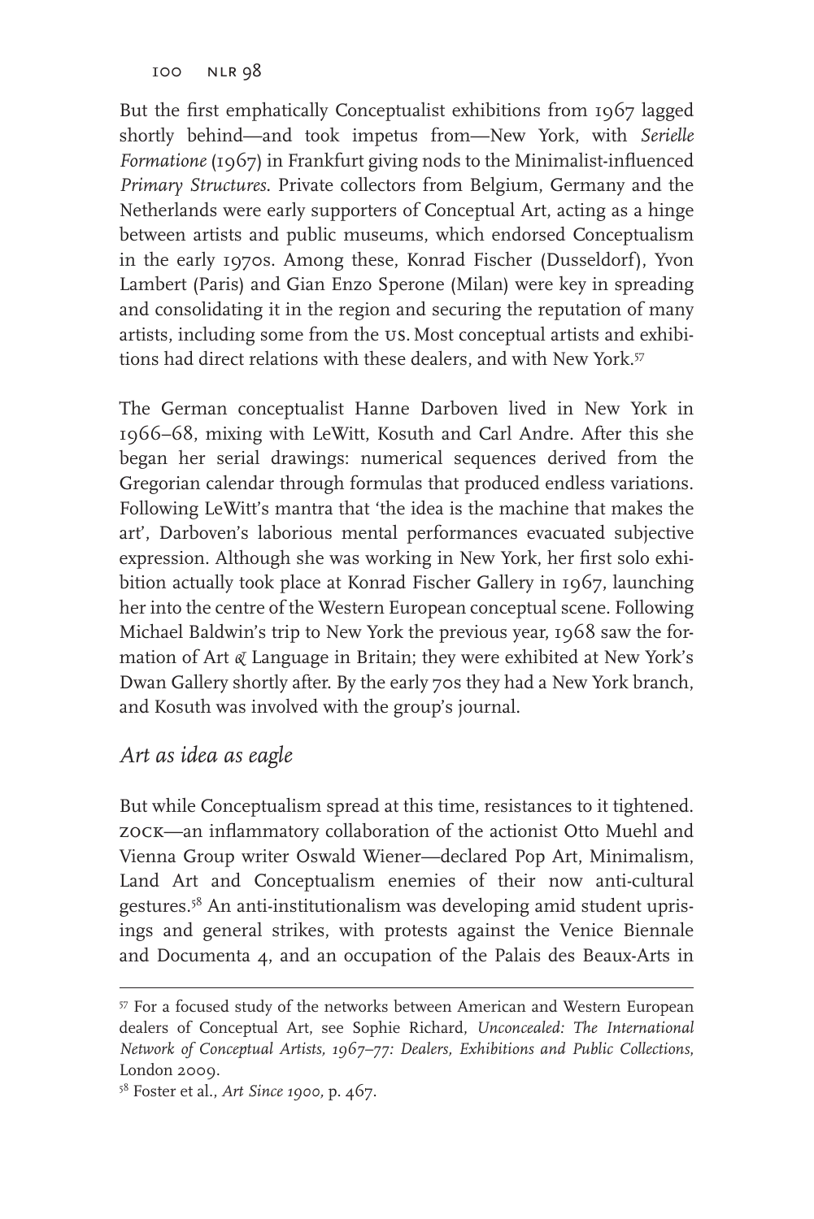But the first emphatically Conceptualist exhibitions from 1967 lagged shortly behind—and took impetus from—New York, with *Serielle Formatione* (1967) in Frankfurt giving nods to the Minimalist-influenced *Primary Structures*. Private collectors from Belgium, Germany and the Netherlands were early supporters of Conceptual Art, acting as a hinge between artists and public museums, which endorsed Conceptualism in the early 1970s. Among these, Konrad Fischer (Dusseldorf), Yvon Lambert (Paris) and Gian Enzo Sperone (Milan) were key in spreading and consolidating it in the region and securing the reputation of many artists, including some from the US. Most conceptual artists and exhibitions had direct relations with these dealers, and with New York.[57]

The German conceptualist Hanne Darboven lived in New York in 1966–68, mixing with LeWitt, Kosuth and Carl Andre. After this she began her serial drawings: numerical sequences derived from the Gregorian calendar through formulas that produced endless variations. Following LeWitt's mantra that 'the idea is the machine that makes the art', Darboven's laborious mental performances evacuated subjective expression. Although she was working in New York, her first solo exhibition actually took place at Konrad Fischer Gallery in 1967, launching her into the centre of the Western European conceptual scene. Following Michael Baldwin's trip to New York the previous year, 1968 saw the formation of Art & Language in Britain; they were exhibited at New York's Dwan Gallery shortly after. By the early 70s they had a New York branch, and Kosuth was involved with the group's journal.

## *Art as idea as eagle*

But while Conceptualism spread at this time, resistances to it tightened. ZOCK—an inflammatory collaboration of the actionist Otto Muehl and Vienna Group writer Oswald Wiener—declared Pop Art, Minimalism, Land Art and Conceptualism enemies of their now anti-cultural gestures.[58] An anti-institutionalism was developing amid student uprisings and general strikes, with protests against the Venice Biennale and Documenta 4, and an occupation of the Palais des Beaux-Arts in

---

[57] For a focused study of the networks between American and Western European dealers of Conceptual Art, see Sophie Richard, *Unconcealed: The International Network of Conceptual Artists, 1967–77: Dealers, Exhibitions and Public Collections*, London 2009.

[58] Foster et al., *Art Since 1900*, p. 467.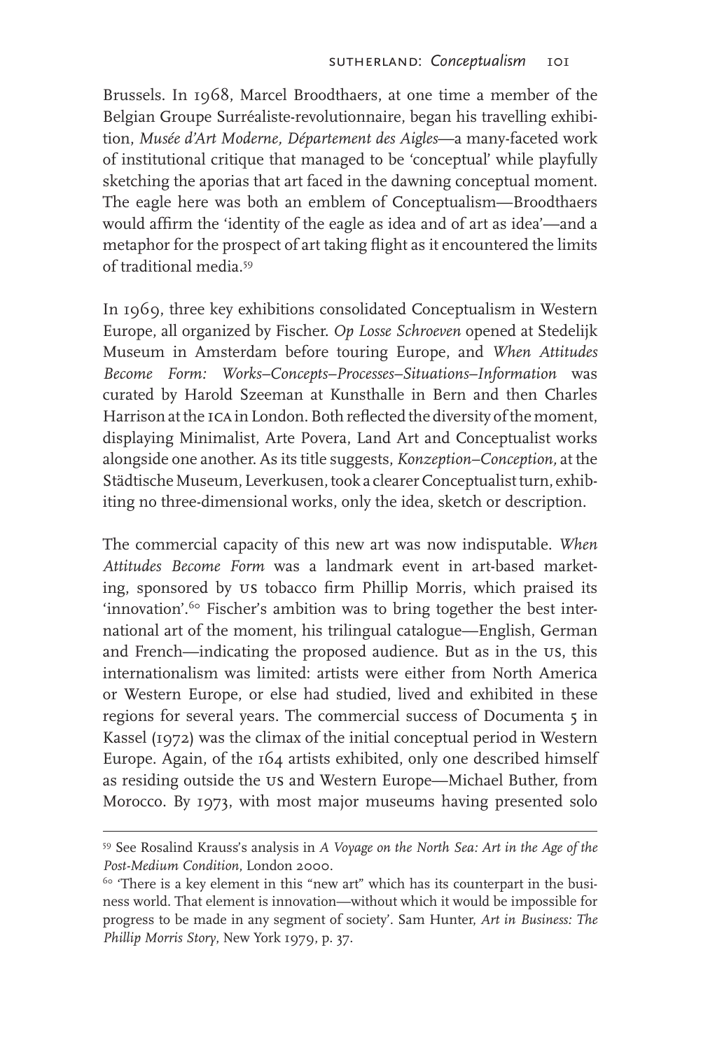Brussels. In 1968, Marcel Broodthaers, at one time a member of the Belgian Groupe Surréaliste-revolutionnaire, began his travelling exhibition, *Musée d'Art Moderne, Département des Aigles*—a many-faceted work of institutional critique that managed to be 'conceptual' while playfully sketching the aporias that art faced in the dawning conceptual moment. The eagle here was both an emblem of Conceptualism—Broodthaers would affirm the 'identity of the eagle as idea and of art as idea'—and a metaphor for the prospect of art taking flight as it encountered the limits of traditional media.[59]

In 1969, three key exhibitions consolidated Conceptualism in Western Europe, all organized by Fischer. *Op Losse Schroeven* opened at Stedelijk Museum in Amsterdam before touring Europe, and *When Attitudes Become Form: Works–Concepts–Processes–Situations–Information* was curated by Harold Szeeman at Kunsthalle in Bern and then Charles Harrison at the ICA in London. Both reflected the diversity of the moment, displaying Minimalist, Arte Povera, Land Art and Conceptualist works alongside one another. As its title suggests, *Konzeption–Conception*, at the Städtische Museum, Leverkusen, took a clearer Conceptualist turn, exhibiting no three-dimensional works, only the idea, sketch or description.

The commercial capacity of this new art was now indisputable. *When Attitudes Become Form* was a landmark event in art-based marketing, sponsored by US tobacco firm Phillip Morris, which praised its 'innovation'.[60] Fischer's ambition was to bring together the best international art of the moment, his trilingual catalogue—English, German and French—indicating the proposed audience. But as in the US, this internationalism was limited: artists were either from North America or Western Europe, or else had studied, lived and exhibited in these regions for several years. The commercial success of Documenta 5 in Kassel (1972) was the climax of the initial conceptual period in Western Europe. Again, of the 164 artists exhibited, only one described himself as residing outside the US and Western Europe—Michael Buther, from Morocco. By 1973, with most major museums having presented solo

---

[59] See Rosalind Krauss's analysis in *A Voyage on the North Sea: Art in the Age of the Post-Medium Condition*, London 2000.

[60] 'There is a key element in this "new art" which has its counterpart in the business world. That element is innovation—without which it would be impossible for progress to be made in any segment of society'. Sam Hunter, *Art in Business: The Phillip Morris Story*, New York 1979, p. 37.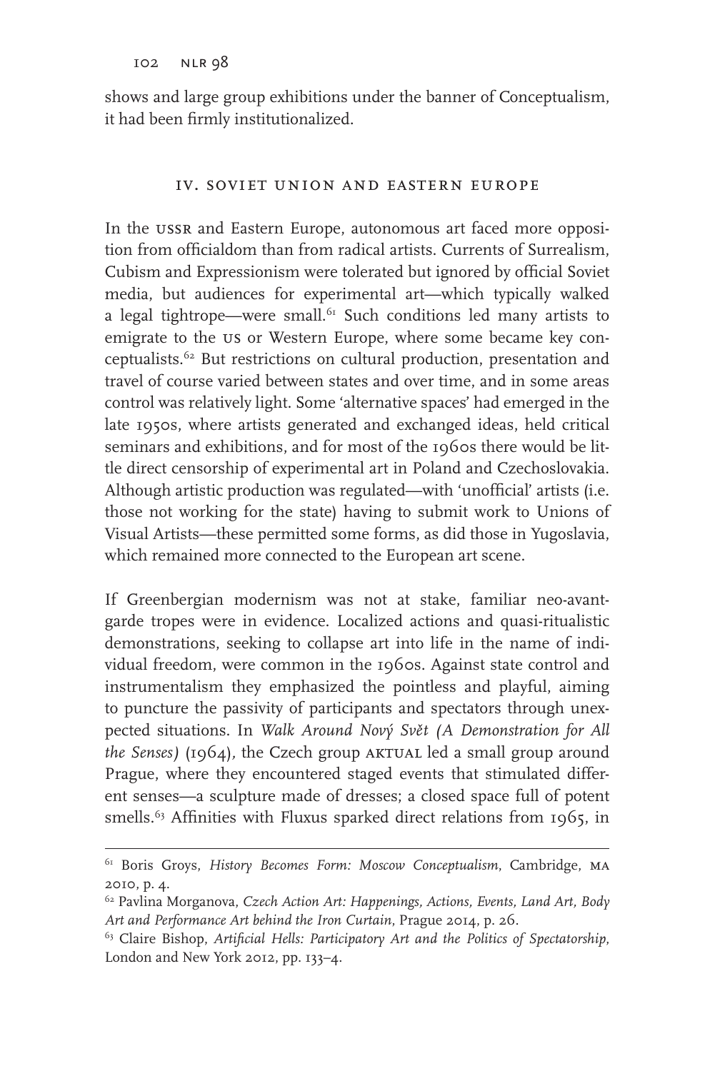shows and large group exhibitions under the banner of Conceptualism, it had been firmly institutionalized.

## IV. SOVIET UNION AND EASTERN EUROPE

In the USSR and Eastern Europe, autonomous art faced more opposition from officialdom than from radical artists. Currents of Surrealism, Cubism and Expressionism were tolerated but ignored by official Soviet media, but audiences for experimental art—which typically walked a legal tightrope—were small.[61] Such conditions led many artists to emigrate to the US or Western Europe, where some became key conceptualists.[62] But restrictions on cultural production, presentation and travel of course varied between states and over time, and in some areas control was relatively light. Some 'alternative spaces' had emerged in the late 1950s, where artists generated and exchanged ideas, held critical seminars and exhibitions, and for most of the 1960s there would be little direct censorship of experimental art in Poland and Czechoslovakia. Although artistic production was regulated—with 'unofficial' artists (i.e. those not working for the state) having to submit work to Unions of Visual Artists—these permitted some forms, as did those in Yugoslavia, which remained more connected to the European art scene.

If Greenbergian modernism was not at stake, familiar neo-avant-garde tropes were in evidence. Localized actions and quasi-ritualistic demonstrations, seeking to collapse art into life in the name of individual freedom, were common in the 1960s. Against state control and instrumentalism they emphasized the pointless and playful, aiming to puncture the passivity of participants and spectators through unexpected situations. In *Walk Around Nový Svět (A Demonstration for All the Senses)* (1964), the Czech group AKTUAL led a small group around Prague, where they encountered staged events that stimulated different senses—a sculpture made of dresses; a closed space full of potent smells.[63] Affinities with Fluxus sparked direct relations from 1965, in

---

[61] Boris Groys, *History Becomes Form: Moscow Conceptualism*, Cambridge, MA 2010, p. 4.

[62] Pavlina Morganova, *Czech Action Art: Happenings, Actions, Events, Land Art, Body Art and Performance Art behind the Iron Curtain*, Prague 2014, p. 26.

[63] Claire Bishop, *Artificial Hells: Participatory Art and the Politics of Spectatorship*, London and New York 2012, pp. 133–4.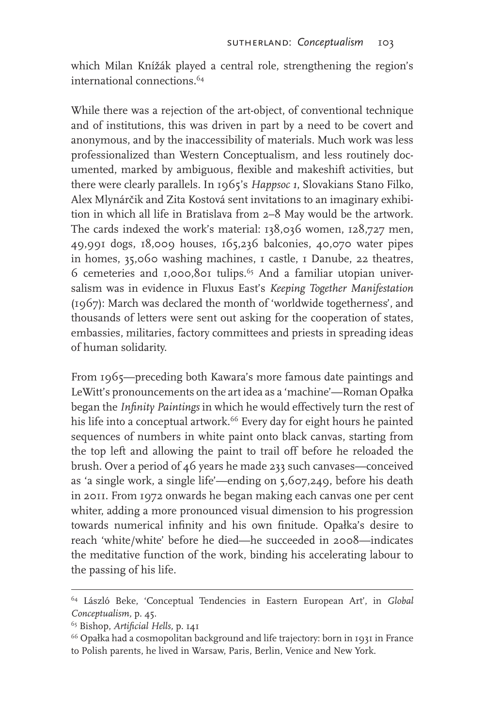which Milan Knížák played a central role, strengthening the region's international connections.[64]

While there was a rejection of the art-object, of conventional technique and of institutions, this was driven in part by a need to be covert and anonymous, and by the inaccessibility of materials. Much work was less professionalized than Western Conceptualism, and less routinely documented, marked by ambiguous, flexible and makeshift activities, but there were clearly parallels. In 1965's *Happsoc 1*, Slovakians Stano Filko, Alex Mlynárčik and Zita Kostová sent invitations to an imaginary exhibition in which all life in Bratislava from 2–8 May would be the artwork. The cards indexed the work's material: 138,036 women, 128,727 men, 49,991 dogs, 18,009 houses, 165,236 balconies, 40,070 water pipes in homes, 35,060 washing machines, 1 castle, 1 Danube, 22 theatres, 6 cemeteries and 1,000,801 tulips.[65] And a familiar utopian universalism was in evidence in Fluxus East's *Keeping Together Manifestation* (1967): March was declared the month of 'worldwide togetherness', and thousands of letters were sent out asking for the cooperation of states, embassies, militaries, factory committees and priests in spreading ideas of human solidarity.

From 1965—preceding both Kawara's more famous date paintings and LeWitt's pronouncements on the art idea as a 'machine'—Roman Opałka began the *Infinity Paintings* in which he would effectively turn the rest of his life into a conceptual artwork.[66] Every day for eight hours he painted sequences of numbers in white paint onto black canvas, starting from the top left and allowing the paint to trail off before he reloaded the brush. Over a period of 46 years he made 233 such canvases—conceived as 'a single work, a single life'—ending on 5,607,249, before his death in 2011. From 1972 onwards he began making each canvas one per cent whiter, adding a more pronounced visual dimension to his progression towards numerical infinity and his own finitude. Opałka's desire to reach 'white/white' before he died—he succeeded in 2008—indicates the meditative function of the work, binding his accelerating labour to the passing of his life.

---

[64] László Beke, 'Conceptual Tendencies in Eastern European Art', in *Global Conceptualism*, p. 45.

[65] Bishop, *Artificial Hells*, p. 141

[66] Opałka had a cosmopolitan background and life trajectory: born in 1931 in France to Polish parents, he lived in Warsaw, Paris, Berlin, Venice and New York.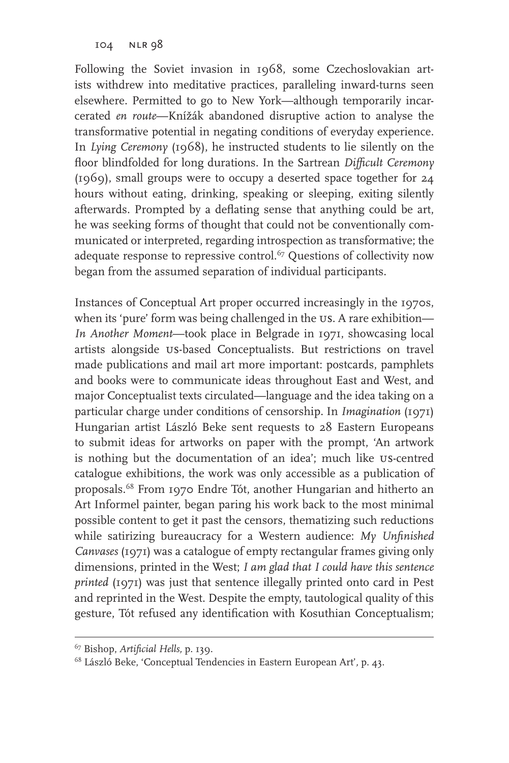Following the Soviet invasion in 1968, some Czechoslovakian artists withdrew into meditative practices, paralleling inward-turns seen elsewhere. Permitted to go to New York—although temporarily incarcerated *en route*—Knížák abandoned disruptive action to analyse the transformative potential in negating conditions of everyday experience. In *Lying Ceremony* (1968), he instructed students to lie silently on the floor blindfolded for long durations. In the Sartrean *Difficult Ceremony* (1969), small groups were to occupy a deserted space together for 24 hours without eating, drinking, speaking or sleeping, exiting silently afterwards. Prompted by a deflating sense that anything could be art, he was seeking forms of thought that could not be conventionally communicated or interpreted, regarding introspection as transformative; the adequate response to repressive control.[67] Questions of collectivity now began from the assumed separation of individual participants.

Instances of Conceptual Art proper occurred increasingly in the 1970s, when its 'pure' form was being challenged in the US. A rare exhibition—*In Another Moment*—took place in Belgrade in 1971, showcasing local artists alongside US-based Conceptualists. But restrictions on travel made publications and mail art more important: postcards, pamphlets and books were to communicate ideas throughout East and West, and major Conceptualist texts circulated—language and the idea taking on a particular charge under conditions of censorship. In *Imagination* (1971) Hungarian artist László Beke sent requests to 28 Eastern Europeans to submit ideas for artworks on paper with the prompt, 'An artwork is nothing but the documentation of an idea'; much like US-centred catalogue exhibitions, the work was only accessible as a publication of proposals.[68] From 1970 Endre Tót, another Hungarian and hitherto an Art Informel painter, began paring his work back to the most minimal possible content to get it past the censors, thematizing such reductions while satirizing bureaucracy for a Western audience: *My Unfinished Canvases* (1971) was a catalogue of empty rectangular frames giving only dimensions, printed in the West; *I am glad that I could have this sentence printed* (1971) was just that sentence illegally printed onto card in Pest and reprinted in the West. Despite the empty, tautological quality of this gesture, Tót refused any identification with Kosuthian Conceptualism;

---

[67] Bishop, *Artificial Hells,* p. 139.

[68] László Beke, 'Conceptual Tendencies in Eastern European Art', p. 43.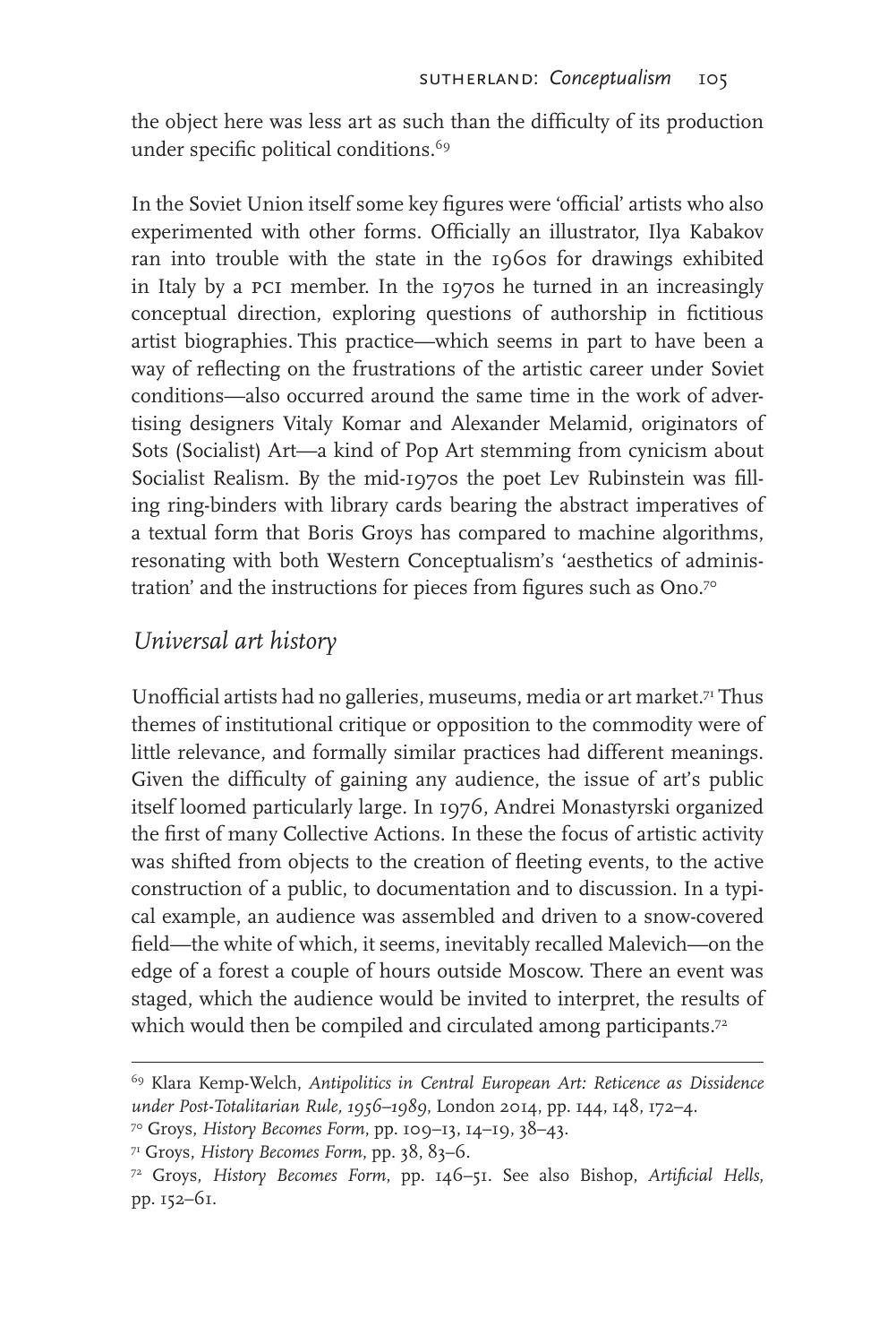the object here was less art as such than the difficulty of its production under specific political conditions.[69]

In the Soviet Union itself some key figures were 'official' artists who also experimented with other forms. Officially an illustrator, Ilya Kabakov ran into trouble with the state in the 1960s for drawings exhibited in Italy by a PCI member. In the 1970s he turned in an increasingly conceptual direction, exploring questions of authorship in fictitious artist biographies. This practice—which seems in part to have been a way of reflecting on the frustrations of the artistic career under Soviet conditions—also occurred around the same time in the work of advertising designers Vitaly Komar and Alexander Melamid, originators of Sots (Socialist) Art—a kind of Pop Art stemming from cynicism about Socialist Realism. By the mid-1970s the poet Lev Rubinstein was filling ring-binders with library cards bearing the abstract imperatives of a textual form that Boris Groys has compared to machine algorithms, resonating with both Western Conceptualism's 'aesthetics of administration' and the instructions for pieces from figures such as Ono.[70]

## *Universal art history*

Unofficial artists had no galleries, museums, media or art market.[71] Thus themes of institutional critique or opposition to the commodity were of little relevance, and formally similar practices had different meanings. Given the difficulty of gaining any audience, the issue of art's public itself loomed particularly large. In 1976, Andrei Monastyrski organized the first of many Collective Actions. In these the focus of artistic activity was shifted from objects to the creation of fleeting events, to the active construction of a public, to documentation and to discussion. In a typical example, an audience was assembled and driven to a snow-covered field—the white of which, it seems, inevitably recalled Malevich—on the edge of a forest a couple of hours outside Moscow. There an event was staged, which the audience would be invited to interpret, the results of which would then be compiled and circulated among participants.[72]

---

[69] Klara Kemp-Welch, *Antipolitics in Central European Art: Reticence as Dissidence under Post-Totalitarian Rule, 1956–1989*, London 2014, pp. 144, 148, 172–4.

[70] Groys, *History Becomes Form*, pp. 109–13, 14–19, 38–43.

[71] Groys, *History Becomes Form*, pp. 38, 83–6.

[72] Groys, *History Becomes Form*, pp. 146–51. See also Bishop, *Artificial Hells*, pp. 152–61.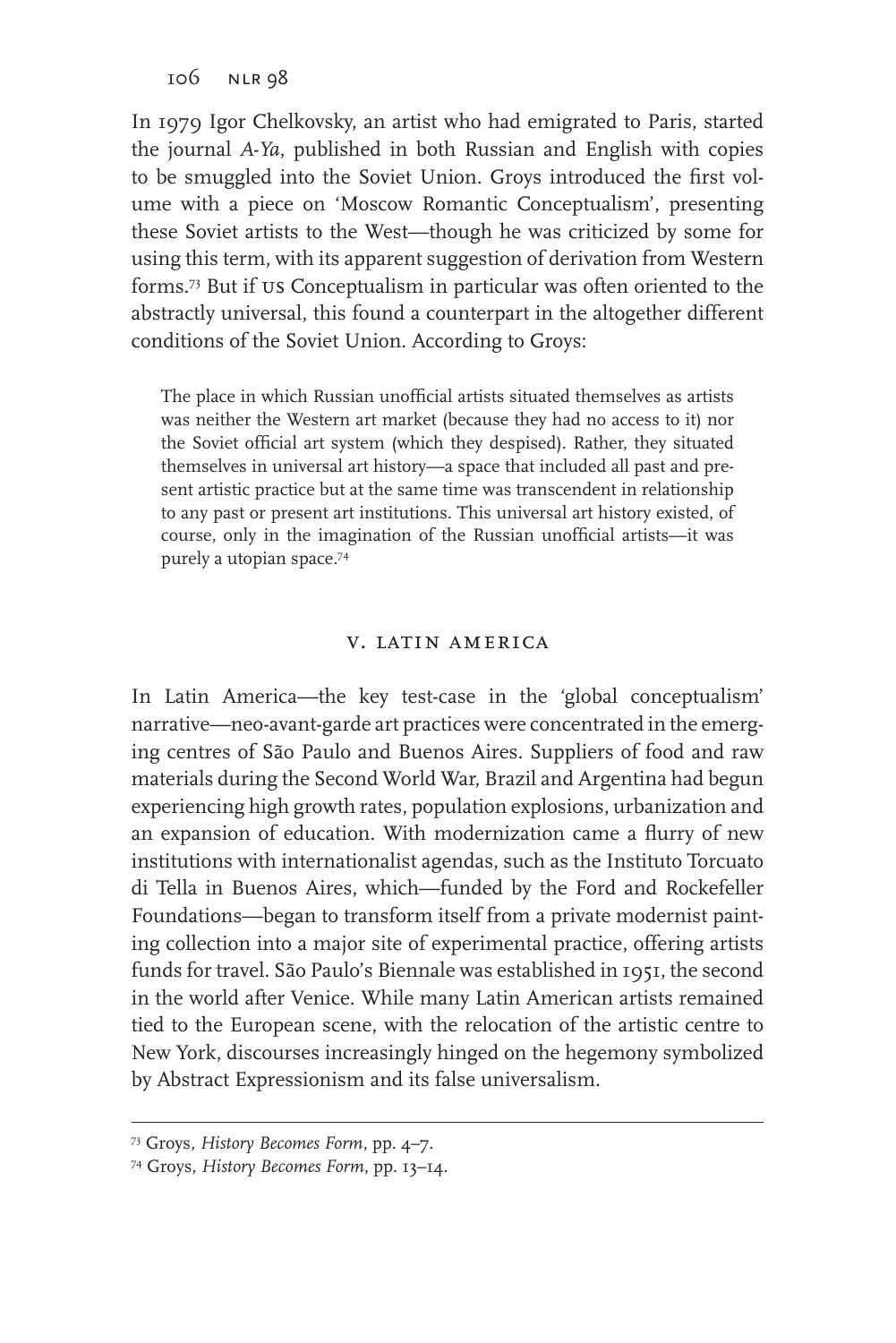In 1979 Igor Chelkovsky, an artist who had emigrated to Paris, started the journal *A-Ya*, published in both Russian and English with copies to be smuggled into the Soviet Union. Groys introduced the first volume with a piece on 'Moscow Romantic Conceptualism', presenting these Soviet artists to the West—though he was criticized by some for using this term, with its apparent suggestion of derivation from Western forms.[73] But if US Conceptualism in particular was often oriented to the abstractly universal, this found a counterpart in the altogether different conditions of the Soviet Union. According to Groys:

> The place in which Russian unofficial artists situated themselves as artists was neither the Western art market (because they had no access to it) nor the Soviet official art system (which they despised). Rather, they situated themselves in universal art history—a space that included all past and present artistic practice but at the same time was transcendent in relationship to any past or present art institutions. This universal art history existed, of course, only in the imagination of the Russian unofficial artists—it was purely a utopian space.[74]

## v. Latin America

In Latin America—the key test-case in the 'global conceptualism' narrative—neo-avant-garde art practices were concentrated in the emerging centres of São Paulo and Buenos Aires. Suppliers of food and raw materials during the Second World War, Brazil and Argentina had begun experiencing high growth rates, population explosions, urbanization and an expansion of education. With modernization came a flurry of new institutions with internationalist agendas, such as the Instituto Torcuato di Tella in Buenos Aires, which—funded by the Ford and Rockefeller Foundations—began to transform itself from a private modernist painting collection into a major site of experimental practice, offering artists funds for travel. São Paulo's Biennale was established in 1951, the second in the world after Venice. While many Latin American artists remained tied to the European scene, with the relocation of the artistic centre to New York, discourses increasingly hinged on the hegemony symbolized by Abstract Expressionism and its false universalism.

---

[73] Groys, *History Becomes Form*, pp. 4–7.

[74] Groys, *History Becomes Form*, pp. 13–14.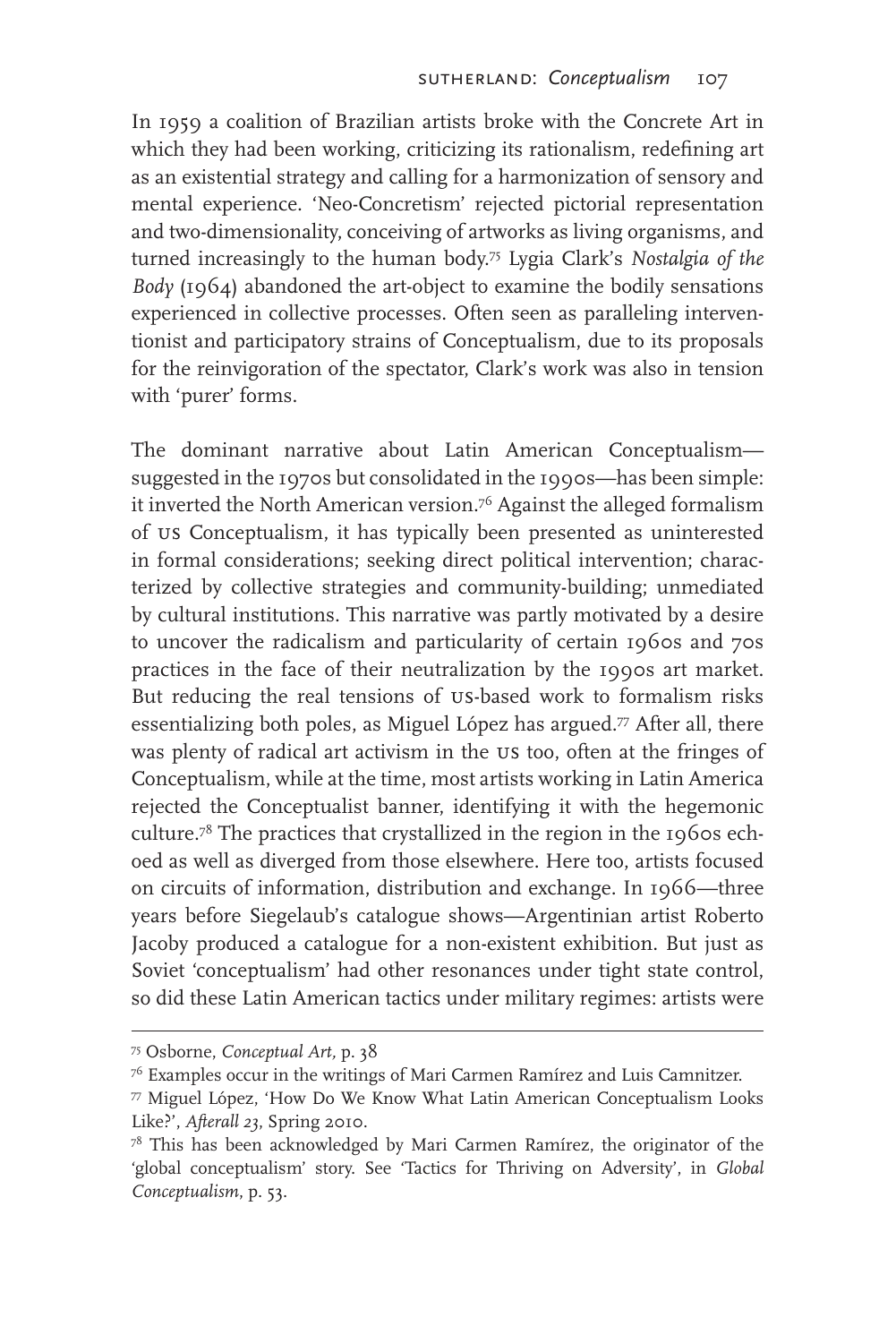In 1959 a coalition of Brazilian artists broke with the Concrete Art in which they had been working, criticizing its rationalism, redefining art as an existential strategy and calling for a harmonization of sensory and mental experience. 'Neo-Concretism' rejected pictorial representation and two-dimensionality, conceiving of artworks as living organisms, and turned increasingly to the human body.[75] Lygia Clark's *Nostalgia of the Body* (1964) abandoned the art-object to examine the bodily sensations experienced in collective processes. Often seen as paralleling interventionist and participatory strains of Conceptualism, due to its proposals for the reinvigoration of the spectator, Clark's work was also in tension with 'purer' forms.

The dominant narrative about Latin American Conceptualism—suggested in the 1970s but consolidated in the 1990s—has been simple: it inverted the North American version.[76] Against the alleged formalism of US Conceptualism, it has typically been presented as uninterested in formal considerations; seeking direct political intervention; characterized by collective strategies and community-building; unmediated by cultural institutions. This narrative was partly motivated by a desire to uncover the radicalism and particularity of certain 1960s and 70s practices in the face of their neutralization by the 1990s art market. But reducing the real tensions of US-based work to formalism risks essentializing both poles, as Miguel López has argued.[77] After all, there was plenty of radical art activism in the US too, often at the fringes of Conceptualism, while at the time, most artists working in Latin America rejected the Conceptualist banner, identifying it with the hegemonic culture.[78] The practices that crystallized in the region in the 1960s echoed as well as diverged from those elsewhere. Here too, artists focused on circuits of information, distribution and exchange. In 1966—three years before Siegelaub's catalogue shows—Argentinian artist Roberto Jacoby produced a catalogue for a non-existent exhibition. But just as Soviet 'conceptualism' had other resonances under tight state control, so did these Latin American tactics under military regimes: artists were

[75] Osborne, *Conceptual Art*, p. 38

[76] Examples occur in the writings of Mari Carmen Ramírez and Luis Camnitzer.

[77] Miguel López, 'How Do We Know What Latin American Conceptualism Looks Like?', *Afterall 23*, Spring 2010.

[78] This has been acknowledged by Mari Carmen Ramírez, the originator of the 'global conceptualism' story. See 'Tactics for Thriving on Adversity', in *Global Conceptualism*, p. 53.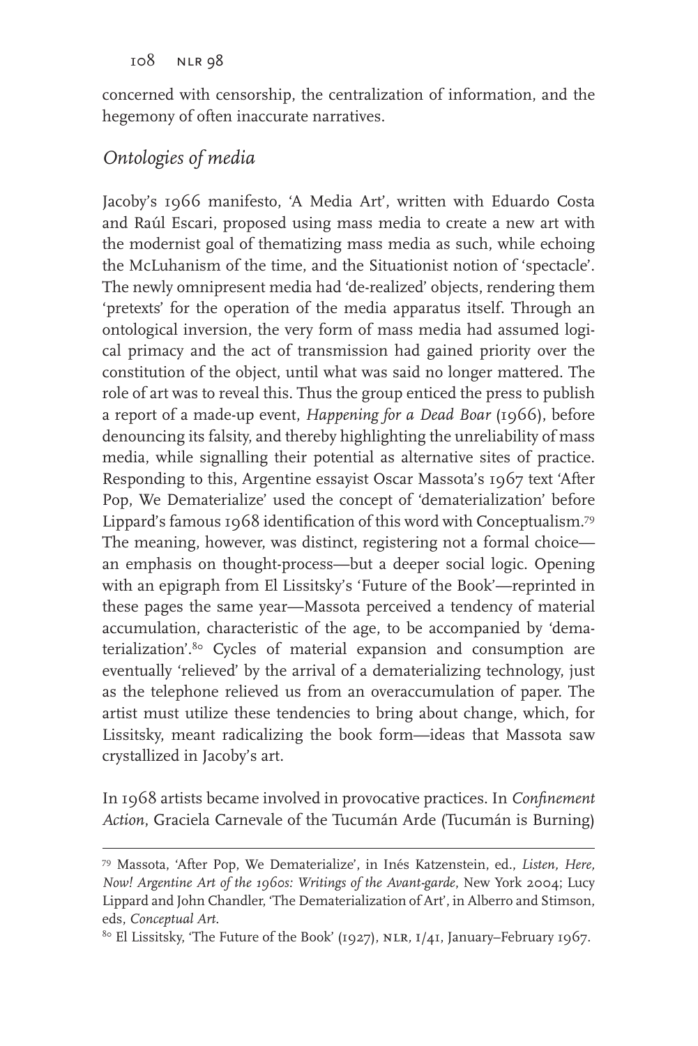concerned with censorship, the centralization of information, and the hegemony of often inaccurate narratives.

## *Ontologies of media*

Jacoby's 1966 manifesto, 'A Media Art', written with Eduardo Costa and Raúl Escari, proposed using mass media to create a new art with the modernist goal of thematizing mass media as such, while echoing the McLuhanism of the time, and the Situationist notion of 'spectacle'. The newly omnipresent media had 'de-realized' objects, rendering them 'pretexts' for the operation of the media apparatus itself. Through an ontological inversion, the very form of mass media had assumed logical primacy and the act of transmission had gained priority over the constitution of the object, until what was said no longer mattered. The role of art was to reveal this. Thus the group enticed the press to publish a report of a made-up event, *Happening for a Dead Boar* (1966), before denouncing its falsity, and thereby highlighting the unreliability of mass media, while signalling their potential as alternative sites of practice. Responding to this, Argentine essayist Oscar Massota's 1967 text 'After Pop, We Dematerialize' used the concept of 'dematerialization' before Lippard's famous 1968 identification of this word with Conceptualism.[79] The meaning, however, was distinct, registering not a formal choice—an emphasis on thought-process—but a deeper social logic. Opening with an epigraph from El Lissitsky's 'Future of the Book'—reprinted in these pages the same year—Massota perceived a tendency of material accumulation, characteristic of the age, to be accompanied by 'dematerialization'.[80] Cycles of material expansion and consumption are eventually 'relieved' by the arrival of a dematerializing technology, just as the telephone relieved us from an overaccumulation of paper. The artist must utilize these tendencies to bring about change, which, for Lissitsky, meant radicalizing the book form—ideas that Massota saw crystallized in Jacoby's art.

In 1968 artists became involved in provocative practices. In *Confinement Action*, Graciela Carnevale of the Tucumán Arde (Tucumán is Burning)

---

[79] Massota, 'After Pop, We Dematerialize', in Inés Katzenstein, ed., *Listen, Here, Now! Argentine Art of the 1960s: Writings of the Avant-garde*, New York 2004; Lucy Lippard and John Chandler, 'The Dematerialization of Art', in Alberro and Stimson, eds, *Conceptual Art*.

[80] El Lissitsky, 'The Future of the Book' (1927), NLR, I/41, January–February 1967.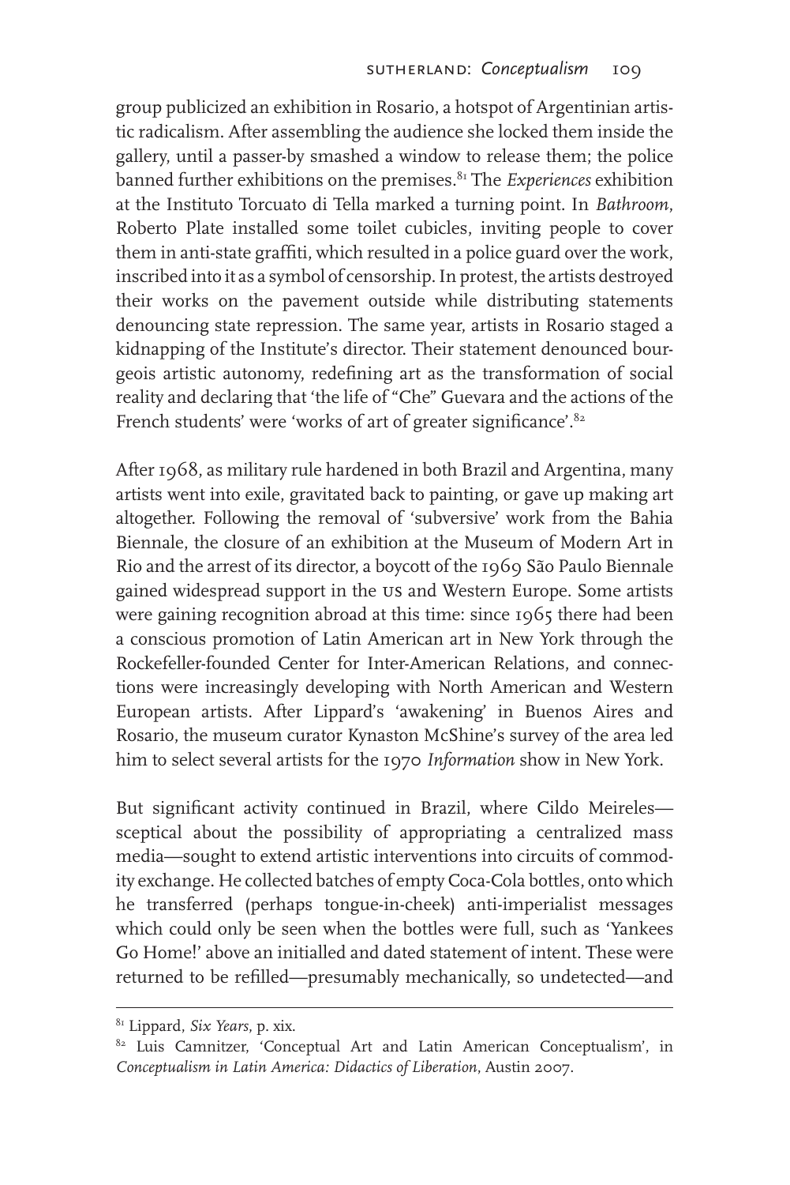group publicized an exhibition in Rosario, a hotspot of Argentinian artistic radicalism. After assembling the audience she locked them inside the gallery, until a passer-by smashed a window to release them; the police banned further exhibitions on the premises.[81] The *Experiences* exhibition at the Instituto Torcuato di Tella marked a turning point. In *Bathroom*, Roberto Plate installed some toilet cubicles, inviting people to cover them in anti-state graffiti, which resulted in a police guard over the work, inscribed into it as a symbol of censorship. In protest, the artists destroyed their works on the pavement outside while distributing statements denouncing state repression. The same year, artists in Rosario staged a kidnapping of the Institute's director. Their statement denounced bourgeois artistic autonomy, redefining art as the transformation of social reality and declaring that 'the life of "Che" Guevara and the actions of the French students' were 'works of art of greater significance'.[82]

After 1968, as military rule hardened in both Brazil and Argentina, many artists went into exile, gravitated back to painting, or gave up making art altogether. Following the removal of 'subversive' work from the Bahia Biennale, the closure of an exhibition at the Museum of Modern Art in Rio and the arrest of its director, a boycott of the 1969 São Paulo Biennale gained widespread support in the US and Western Europe. Some artists were gaining recognition abroad at this time: since 1965 there had been a conscious promotion of Latin American art in New York through the Rockefeller-founded Center for Inter-American Relations, and connections were increasingly developing with North American and Western European artists. After Lippard's 'awakening' in Buenos Aires and Rosario, the museum curator Kynaston McShine's survey of the area led him to select several artists for the 1970 *Information* show in New York.

But significant activity continued in Brazil, where Cildo Meireles—sceptical about the possibility of appropriating a centralized mass media—sought to extend artistic interventions into circuits of commodity exchange. He collected batches of empty Coca-Cola bottles, onto which he transferred (perhaps tongue-in-cheek) anti-imperialist messages which could only be seen when the bottles were full, such as 'Yankees Go Home!' above an initialled and dated statement of intent. These were returned to be refilled—presumably mechanically, so undetected—and

---

[81] Lippard, *Six Years*, p. xix.

[82] Luis Camnitzer, 'Conceptual Art and Latin American Conceptualism', in *Conceptualism in Latin America: Didactics of Liberation*, Austin 2007.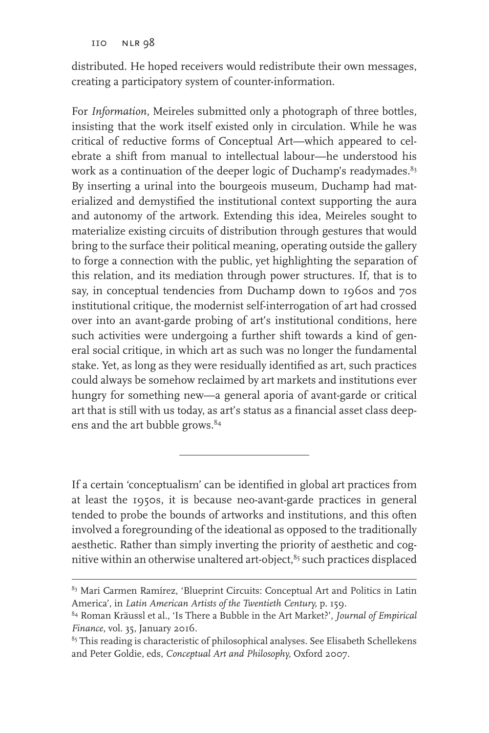distributed. He hoped receivers would redistribute their own messages, creating a participatory system of counter-information.

For *Information*, Meireles submitted only a photograph of three bottles, insisting that the work itself existed only in circulation. While he was critical of reductive forms of Conceptual Art—which appeared to celebrate a shift from manual to intellectual labour—he understood his work as a continuation of the deeper logic of Duchamp's readymades.[83] By inserting a urinal into the bourgeois museum, Duchamp had materialized and demystified the institutional context supporting the aura and autonomy of the artwork. Extending this idea, Meireles sought to materialize existing circuits of distribution through gestures that would bring to the surface their political meaning, operating outside the gallery to forge a connection with the public, yet highlighting the separation of this relation, and its mediation through power structures. If, that is to say, in conceptual tendencies from Duchamp down to 1960s and 70s institutional critique, the modernist self-interrogation of art had crossed over into an avant-garde probing of art's institutional conditions, here such activities were undergoing a further shift towards a kind of general social critique, in which art as such was no longer the fundamental stake. Yet, as long as they were residually identified as art, such practices could always be somehow reclaimed by art markets and institutions ever hungry for something new—a general aporia of avant-garde or critical art that is still with us today, as art's status as a financial asset class deepens and the art bubble grows.[84]

---

If a certain 'conceptualism' can be identified in global art practices from at least the 1950s, it is because neo-avant-garde practices in general tended to probe the bounds of artworks and institutions, and this often involved a foregrounding of the ideational as opposed to the traditionally aesthetic. Rather than simply inverting the priority of aesthetic and cognitive within an otherwise unaltered art-object,[85] such practices displaced

---

[83] Mari Carmen Ramírez, 'Blueprint Circuits: Conceptual Art and Politics in Latin America', in *Latin American Artists of the Twentieth Century*, p. 159.

[84] Roman Kräussl et al., 'Is There a Bubble in the Art Market?', *Journal of Empirical Finance*, vol. 35, January 2016.

[85] This reading is characteristic of philosophical analyses. See Elisabeth Schellekens and Peter Goldie, eds, *Conceptual Art and Philosophy*, Oxford 2007.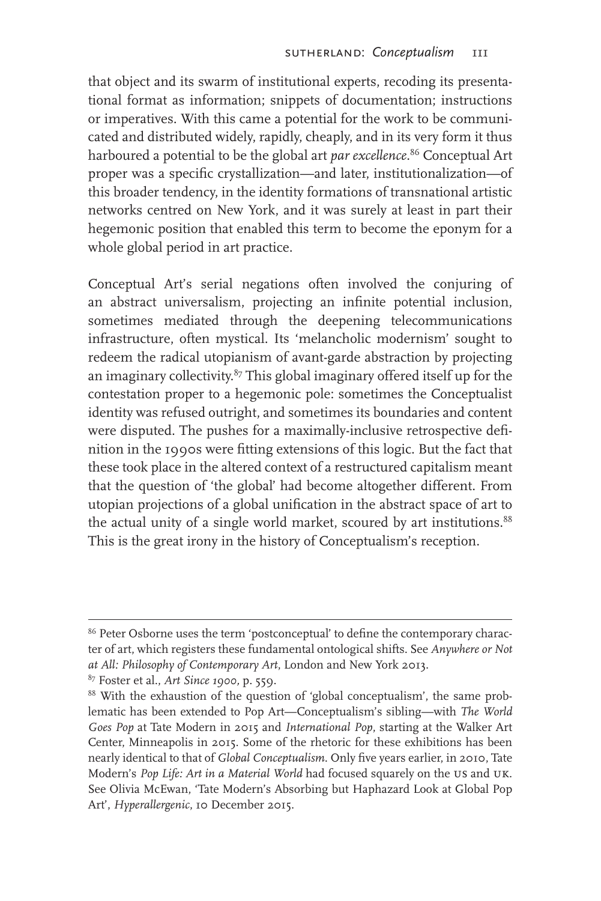that object and its swarm of institutional experts, recoding its presentational format as information; snippets of documentation; instructions or imperatives. With this came a potential for the work to be communicated and distributed widely, rapidly, cheaply, and in its very form it thus harboured a potential to be the global art *par excellence*.[86] Conceptual Art proper was a specific crystallization—and later, institutionalization—of this broader tendency, in the identity formations of transnational artistic networks centred on New York, and it was surely at least in part their hegemonic position that enabled this term to become the eponym for a whole global period in art practice.

Conceptual Art's serial negations often involved the conjuring of an abstract universalism, projecting an infinite potential inclusion, sometimes mediated through the deepening telecommunications infrastructure, often mystical. Its 'melancholic modernism' sought to redeem the radical utopianism of avant-garde abstraction by projecting an imaginary collectivity.[87] This global imaginary offered itself up for the contestation proper to a hegemonic pole: sometimes the Conceptualist identity was refused outright, and sometimes its boundaries and content were disputed. The pushes for a maximally-inclusive retrospective definition in the 1990s were fitting extensions of this logic. But the fact that these took place in the altered context of a restructured capitalism meant that the question of 'the global' had become altogether different. From utopian projections of a global unification in the abstract space of art to the actual unity of a single world market, scoured by art institutions.[88] This is the great irony in the history of Conceptualism's reception.

---

[86] Peter Osborne uses the term 'postconceptual' to define the contemporary character of art, which registers these fundamental ontological shifts. See *Anywhere or Not at All: Philosophy of Contemporary Art*, London and New York 2013.

[87] Foster et al., *Art Since 1900*, p. 559.

[88] With the exhaustion of the question of 'global conceptualism', the same problematic has been extended to Pop Art—Conceptualism's sibling—with *The World Goes Pop* at Tate Modern in 2015 and *International Pop*, starting at the Walker Art Center, Minneapolis in 2015. Some of the rhetoric for these exhibitions has been nearly identical to that of *Global Conceptualism*. Only five years earlier, in 2010, Tate Modern's *Pop Life: Art in a Material World* had focused squarely on the US and UK. See Olivia McEwan, 'Tate Modern's Absorbing but Haphazard Look at Global Pop Art', *Hyperallergenic*, 10 December 2015.